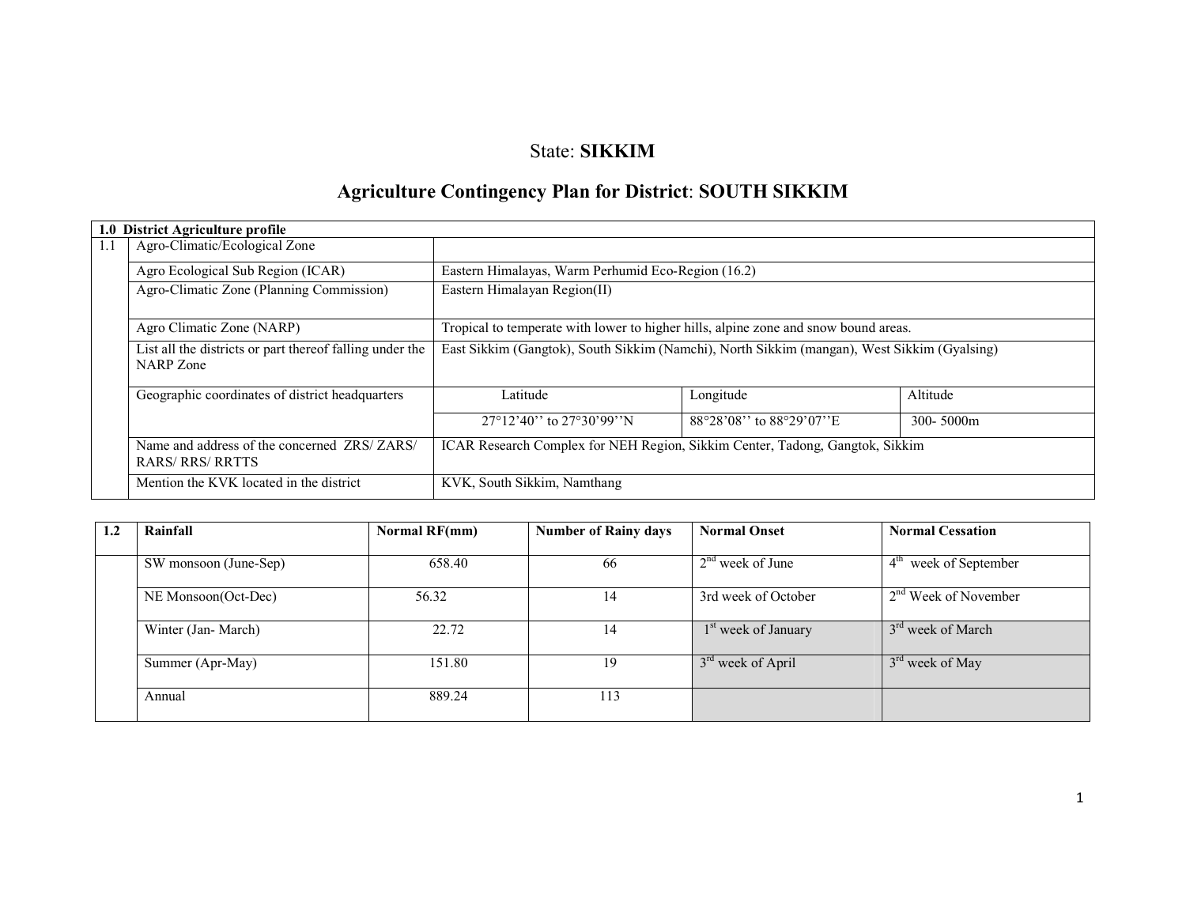State: **SIKKIM**

# Agriculture Contingency Plan for District: SOUTH SIKKIM

| **1.0 District Agriculture profile** | | | | |
|---|---|---|---|---|
| 1.1 | Agro-Climatic/Ecological Zone | | | |
| | Agro Ecological Sub Region (ICAR) | Eastern Himalayas, Warm Perhumid Eco-Region (16.2) | | |
| | Agro-Climatic Zone (Planning Commission) | Eastern Himalayan Region(II) | | |
| | Agro Climatic Zone (NARP) | Tropical to temperate with lower to higher hills, alpine zone and snow bound areas. | | |
| | List all the districts or part thereof falling under the NARP Zone | East Sikkim (Gangtok), South Sikkim (Namchi), North Sikkim (mangan), West Sikkim (Gyalsing) | | |
| | Geographic coordinates of district headquarters | Latitude | Longitude | Altitude |
| | | 27°12'40'' to 27°30'99''N | 88°28'08'' to 88°29'07''E | 300- 5000m |
| | Name and address of the concerned ZRS/ ZARS/ RARS/ RRS/ RRTTS | ICAR Research Complex for NEH Region, Sikkim Center, Tadong, Gangtok, Sikkim | | |
| | Mention the KVK located in the district | KVK, South Sikkim, Namthang | | |

| **1.2** | **Rainfall** | **Normal RF(mm)** | **Number of Rainy days** | **Normal Onset** | **Normal Cessation** |
|---|---|---|---|---|---|
| | SW monsoon (June-Sep) | 658.40 | 66 | 2nd week of June | 4th week of September |
| | NE Monsoon(Oct-Dec) | 56.32 | 14 | 3rd week of October | 2nd Week of November |
| | Winter (Jan- March) | 22.72 | 14 | 1st week of January | 3rd week of March |
| | Summer (Apr-May) | 151.80 | 19 | 3rd week of April | 3rd week of May |
| | Annual | 889.24 | 113 | | |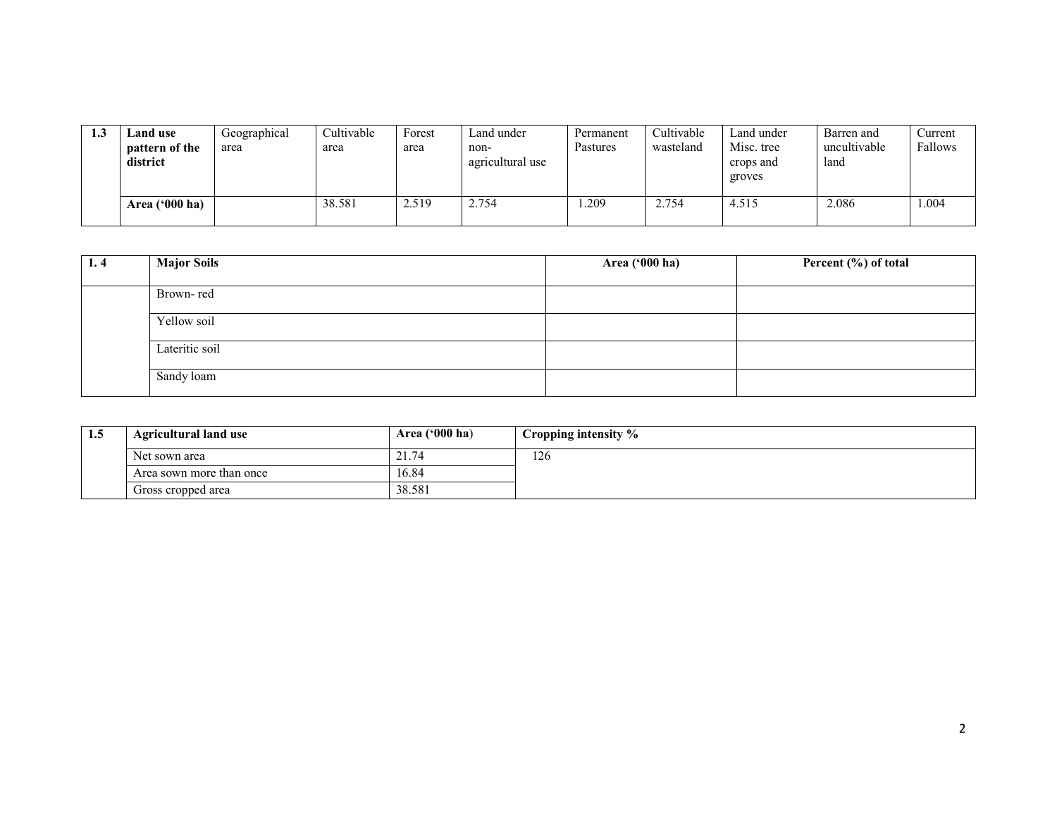| 1.3 | Land use pattern of the district | Geographical area | Cultivable area | Forest area | Land under non-agricultural use | Permanent Pastures | Cultivable wasteland | Land under Misc. tree crops and groves | Barren and uncultivable land | Current Fallows |
|---|---|---|---|---|---|---|---|---|---|---|
| | **Area ('000 ha)** | | 38.581 | 2.519 | 2.754 | 1.209 | 2.754 | 4.515 | 2.086 | 1.004 |

| 1. 4 | Major Soils | Area ('000 ha) | Percent (%) of total |
|---|---|---|---|
| | Brown- red | | |
| | Yellow soil | | |
| | Lateritic soil | | |
| | Sandy loam | | |

| 1.5 | Agricultural land use | Area ('000 ha) | Cropping intensity % |
|---|---|---|---|
| | Net sown area | 21.74 | 126 |
| | Area sown more than once | 16.84 | |
| | Gross cropped area | 38.581 | |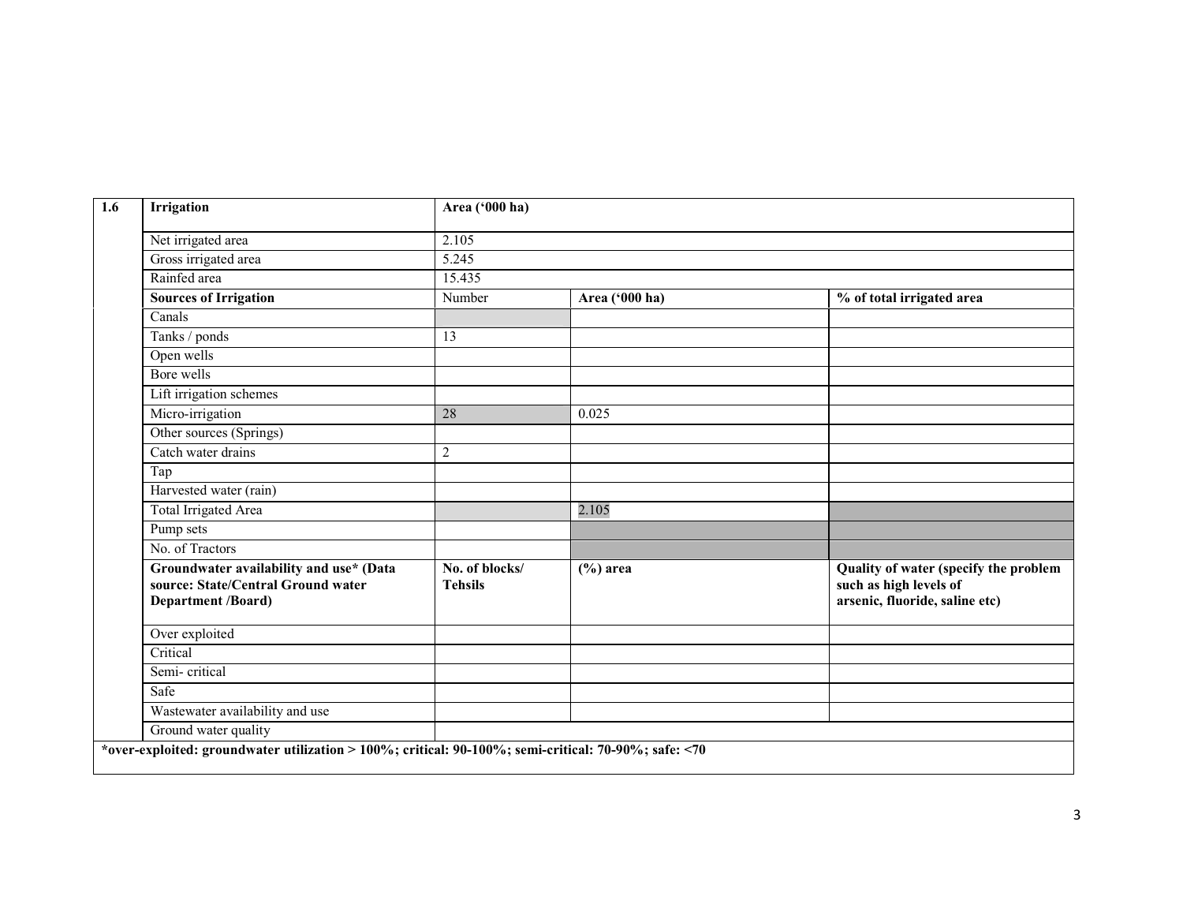| 1.6 | Irrigation | Area ('000 ha) | | |
|---|---|---|---|---|
| | Net irrigated area | 2.105 | | |
| | Gross irrigated area | 5.245 | | |
| | Rainfed area | 15.435 | | |
| | **Sources of Irrigation** | Number | **Area ('000 ha)** | **% of total irrigated area** |
| | Canals | | | |
| | Tanks / ponds | 13 | | |
| | Open wells | | | |
| | Bore wells | | | |
| | Lift irrigation schemes | | | |
| | Micro-irrigation | 28 | 0.025 | |
| | Other sources (Springs) | | | |
| | Catch water drains | 2 | | |
| | Tap | | | |
| | Harvested water (rain) | | | |
| | Total Irrigated Area | | 2.105 | |
| | Pump sets | | | |
| | No. of Tractors | | | |
| | **Groundwater availability and use* (Data source: State/Central Ground water Department /Board)** | **No. of blocks/ Tehsils** | **(%) area** | **Quality of water (specify the problem such as high levels of arsenic, fluoride, saline etc)** |
| | Over exploited | | | |
| | Critical | | | |
| | Semi- critical | | | |
| | Safe | | | |
| | Wastewater availability and use | | | |
| | Ground water quality | | | |

***over-exploited: groundwater utilization > 100%; critical: 90-100%; semi-critical: 70-90%; safe: <70**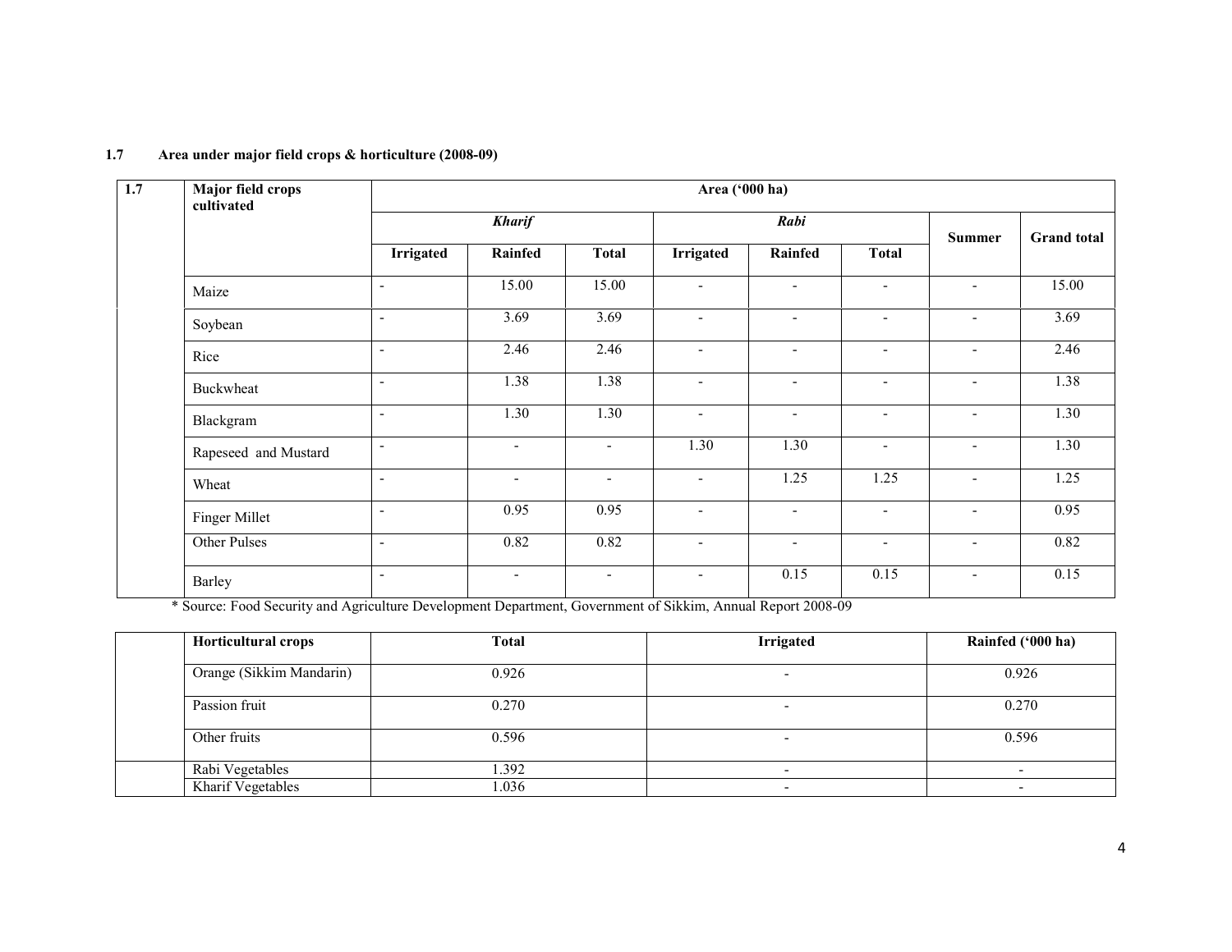## 1.7 Area under major field crops & horticulture (2008-09)

| 1.7 | Major field crops cultivated | Area ('000 ha) | | | | | | | |
|---|---|---|---|---|---|---|---|---|---|
| | | *Kharif* | | | *Rabi* | | | Summer | Grand total |
| | | Irrigated | Rainfed | Total | Irrigated | Rainfed | Total | | |
| | Maize | - | 15.00 | 15.00 | - | - | - | - | 15.00 |
| | Soybean | - | 3.69 | 3.69 | - | - | - | - | 3.69 |
| | Rice | - | 2.46 | 2.46 | - | - | - | - | 2.46 |
| | Buckwheat | - | 1.38 | 1.38 | - | - | - | - | 1.38 |
| | Blackgram | - | 1.30 | 1.30 | - | - | - | - | 1.30 |
| | Rapeseed and Mustard | - | - | - | 1.30 | 1.30 | - | - | 1.30 |
| | Wheat | - | - | - | - | 1.25 | 1.25 | - | 1.25 |
| | Finger Millet | - | 0.95 | 0.95 | - | - | - | - | 0.95 |
| | Other Pulses | - | 0.82 | 0.82 | - | - | - | - | 0.82 |
| | Barley | - | - | - | - | 0.15 | 0.15 | - | 0.15 |

* Source: Food Security and Agriculture Development Department, Government of Sikkim, Annual Report 2008-09

| | Horticultural crops | Total | Irrigated | Rainfed ('000 ha) |
|---|---|---|---|---|
| | Orange (Sikkim Mandarin) | 0.926 | - | 0.926 |
| | Passion fruit | 0.270 | - | 0.270 |
| | Other fruits | 0.596 | - | 0.596 |
| | Rabi Vegetables | 1.392 | - | - |
| | Kharif Vegetables | 1.036 | - | - |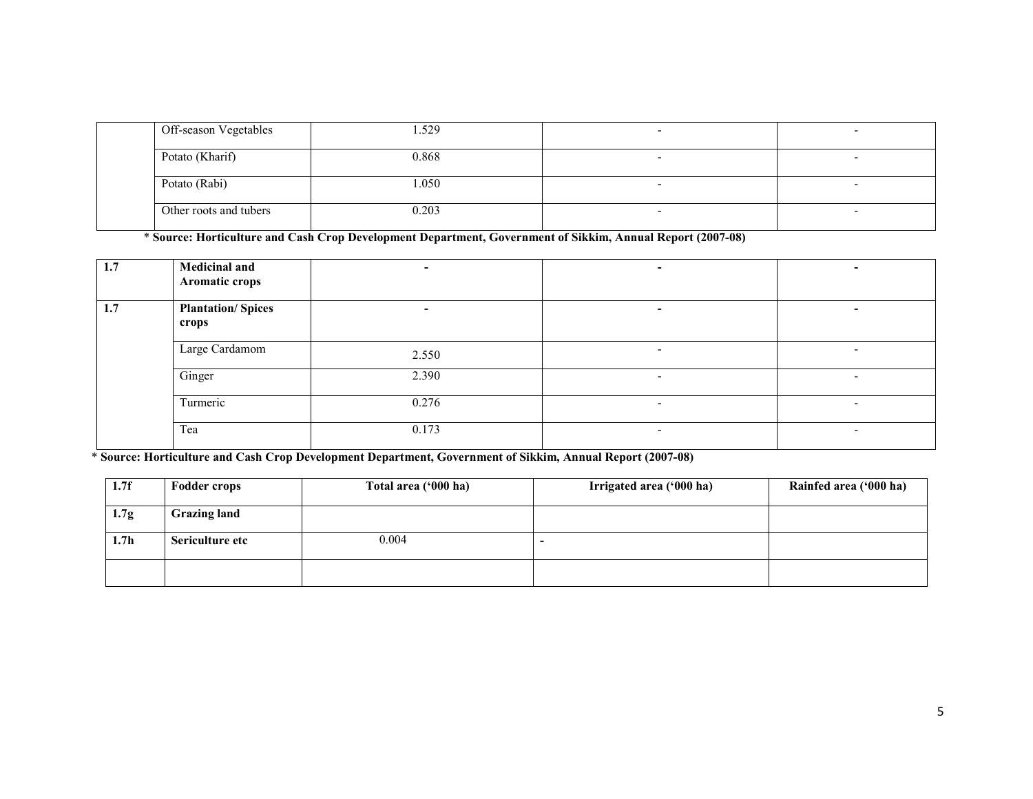| | | | | |
|---|---|---|---|---|
| | Off-season Vegetables | 1.529 | - | - |
| | Potato (Kharif) | 0.868 | - | - |
| | Potato (Rabi) | 1.050 | - | - |
| | Other roots and tubers | 0.203 | - | - |

\* **Source: Horticulture and Cash Crop Development Department, Government of Sikkim, Annual Report (2007-08)**

| | | | | |
|---|---|---|---|---|
| **1.7** | **Medicinal and Aromatic crops** | **-** | **-** | **-** |
| **1.7** | **Plantation/ Spices crops** | **-** | **-** | **-** |
| | Large Cardamom | 2.550 | - | - |
| | Ginger | 2.390 | - | - |
| | Turmeric | 0.276 | - | - |
| | Tea | 0.173 | - | - |

\* **Source: Horticulture and Cash Crop Development Department, Government of Sikkim, Annual Report (2007-08)**

| **1.7f** | **Fodder crops** | **Total area ('000 ha)** | **Irrigated area ('000 ha)** | **Rainfed area ('000 ha)** |
|---|---|---|---|---|
| **1.7g** | **Grazing land** | | | |
| **1.7h** | **Sericulture etc** | 0.004 | **-** | |
| | | | | |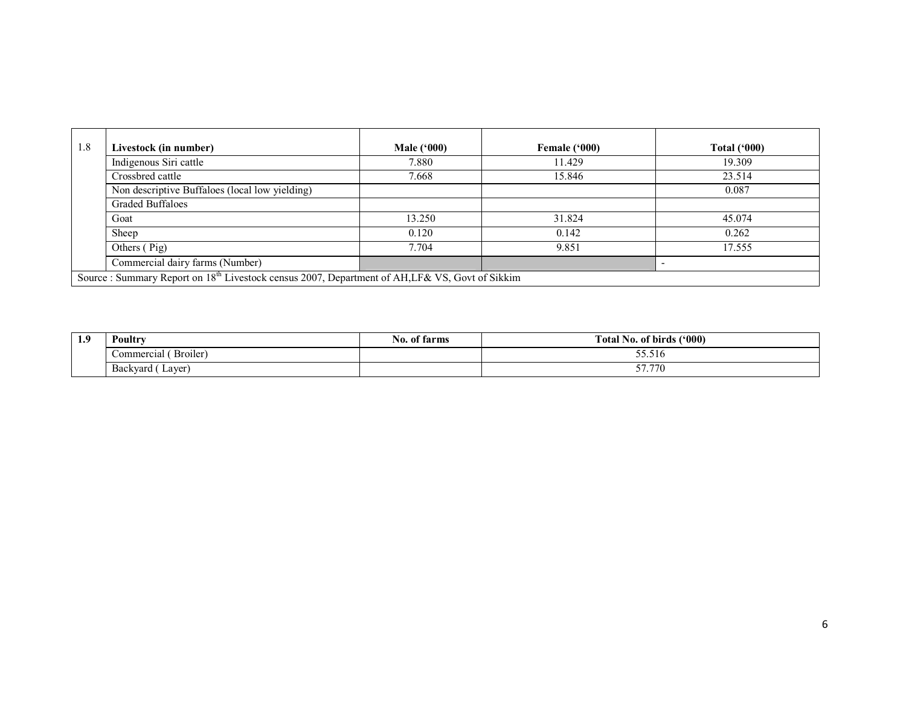| 1.8 | Livestock (in number) | Male ('000) | Female ('000) | Total ('000) |
|---|---|---|---|---|
| | Indigenous Siri cattle | 7.880 | 11.429 | 19.309 |
| | Crossbred cattle | 7.668 | 15.846 | 23.514 |
| | Non descriptive Buffaloes (local low yielding) | | | 0.087 |
| | Graded Buffaloes | | | |
| | Goat | 13.250 | 31.824 | 45.074 |
| | Sheep | 0.120 | 0.142 | 0.262 |
| | Others ( Pig) | 7.704 | 9.851 | 17.555 |
| | Commercial dairy farms (Number) | | | - |
| Source : Summary Report on 18th Livestock census 2007, Department of AH,LF& VS, Govt of Sikkim | | | | |

| 1.9 | Poultry | No. of farms | Total No. of birds ('000) |
|---|---|---|---|
| | Commercial ( Broiler) | | 55.516 |
| | Backyard ( Layer) | | 57.770 |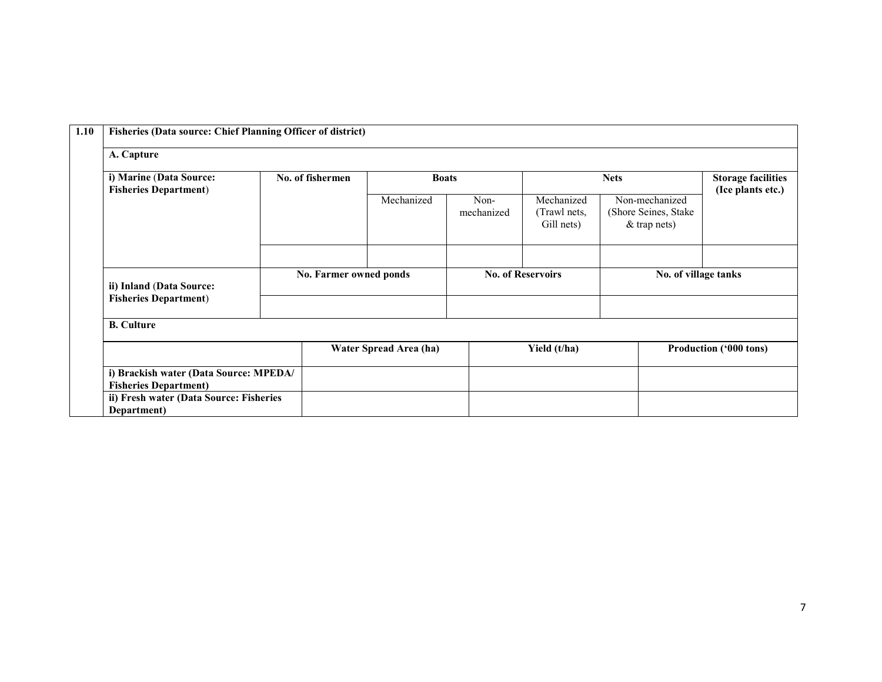| 1.10 | Fisheries (Data source: Chief Planning Officer of district) | | | | | | |
|---|---|---|---|---|---|---|---|
| | **A. Capture** | | | | | | |
| | **i) Marine (Data Source: Fisheries Department)** | **No. of fishermen** | **Boats** | | **Nets** | | **Storage facilities (Ice plants etc.)** |
| | | | Mechanized | Non-mechanized | Mechanized (Trawl nets, Gill nets) | Non-mechanized (Shore Seines, Stake & trap nets) | |
| | | | | | | | |
| | **ii) Inland (Data Source: Fisheries Department)** | **No. Farmer owned ponds** | | **No. of Reservoirs** | | **No. of village tanks** | |
| | | | | | | | |
| | **B. Culture** | | | | | | |

| | Water Spread Area (ha) | Yield (t/ha) | Production ('000 tons) |
|---|---|---|---|
| **i) Brackish water (Data Source: MPEDA/ Fisheries Department)** | | | |
| **ii) Fresh water (Data Source: Fisheries Department)** | | | |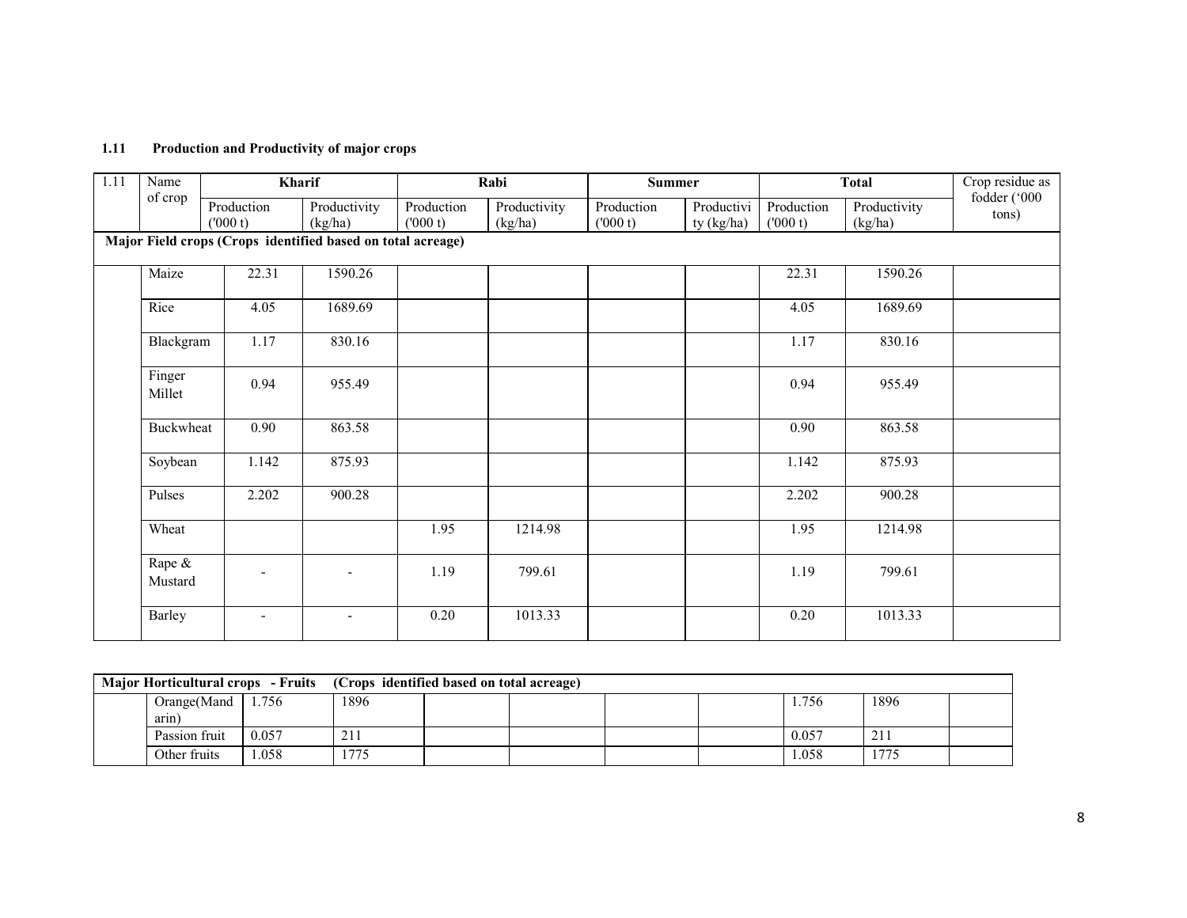**1.11 Production and Productivity of major crops**

| 1.11 | Name of crop | Kharif | | Rabi | | Summer | | Total | | Crop residue as fodder ('000 tons) |
|---|---|---|---|---|---|---|---|---|---|---|
| | | Production ('000 t) | Productivity (kg/ha) | Production ('000 t) | Productivity (kg/ha) | Production ('000 t) | Productivity (kg/ha) | Production ('000 t) | Productivity (kg/ha) | |
| **Major Field crops (Crops identified based on total acreage)** | | | | | | | | | | |
| | Maize | 22.31 | 1590.26 | | | | | 22.31 | 1590.26 | |
| | Rice | 4.05 | 1689.69 | | | | | 4.05 | 1689.69 | |
| | Blackgram | 1.17 | 830.16 | | | | | 1.17 | 830.16 | |
| | Finger Millet | 0.94 | 955.49 | | | | | 0.94 | 955.49 | |
| | Buckwheat | 0.90 | 863.58 | | | | | 0.90 | 863.58 | |
| | Soybean | 1.142 | 875.93 | | | | | 1.142 | 875.93 | |
| | Pulses | 2.202 | 900.28 | | | | | 2.202 | 900.28 | |
| | Wheat | | | 1.95 | 1214.98 | | | 1.95 | 1214.98 | |
| | Rape & Mustard | - | - | 1.19 | 799.61 | | | 1.19 | 799.61 | |
| | Barley | - | - | 0.20 | 1013.33 | | | 0.20 | 1013.33 | |
| **Major Horticultural crops - Fruits (Crops identified based on total acreage)** | | | | | | | | | | |
| | Orange(Mandarin) | 1.756 | 1896 | | | | | 1.756 | 1896 | |
| | Passion fruit | 0.057 | 211 | | | | | 0.057 | 211 | |
| | Other fruits | 1.058 | 1775 | | | | | 1.058 | 1775 | |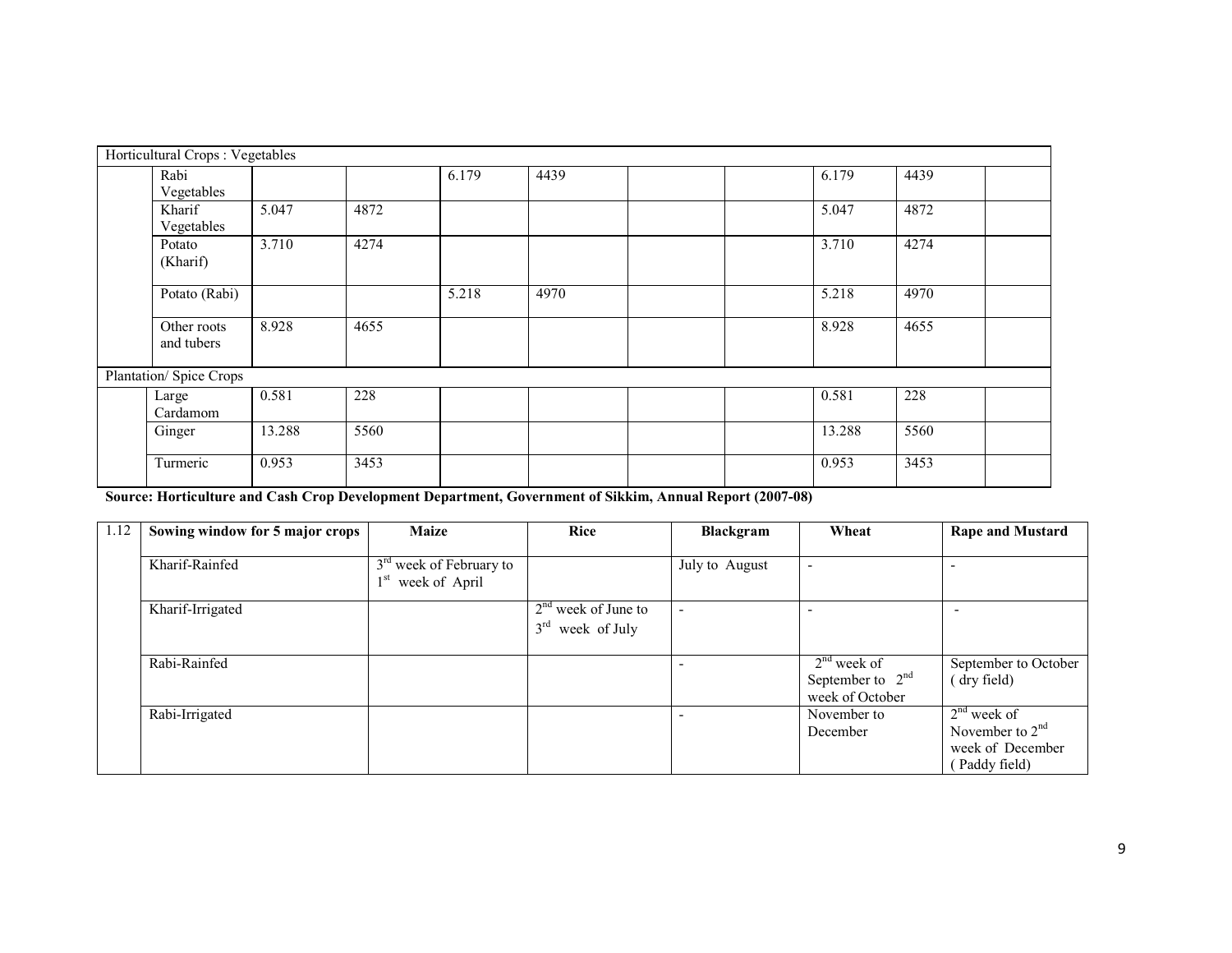| | | | | | | | | | | |
|---|---|---|---|---|---|---|---|---|---|---|
| Horticultural Crops : Vegetables | | | | | | | | | | |
| | Rabi Vegetables | | | 6.179 | 4439 | | | 6.179 | 4439 | |
| | Kharif Vegetables | 5.047 | 4872 | | | | | 5.047 | 4872 | |
| | Potato (Kharif) | 3.710 | 4274 | | | | | 3.710 | 4274 | |
| | Potato (Rabi) | | | 5.218 | 4970 | | | 5.218 | 4970 | |
| | Other roots and tubers | 8.928 | 4655 | | | | | 8.928 | 4655 | |
| Plantation/ Spice Crops | | | | | | | | | | |
| | Large Cardamom | 0.581 | 228 | | | | | 0.581 | 228 | |
| | Ginger | 13.288 | 5560 | | | | | 13.288 | 5560 | |
| | Turmeric | 0.953 | 3453 | | | | | 0.953 | 3453 | |

**Source: Horticulture and Cash Crop Development Department, Government of Sikkim, Annual Report (2007-08)**

| 1.12 | Sowing window for 5 major crops | Maize | Rice | Blackgram | Wheat | Rape and Mustard |
|---|---|---|---|---|---|---|
| | Kharif-Rainfed | 3rd week of February to 1st week of April | | July to August | - | - |
| | Kharif-Irrigated | | 2nd week of June to 3rd week of July | - | - | - |
| | Rabi-Rainfed | | | - | 2nd week of September to 2nd week of October | September to October ( dry field) |
| | Rabi-Irrigated | | | - | November to December | 2nd week of November to 2nd week of December ( Paddy field) |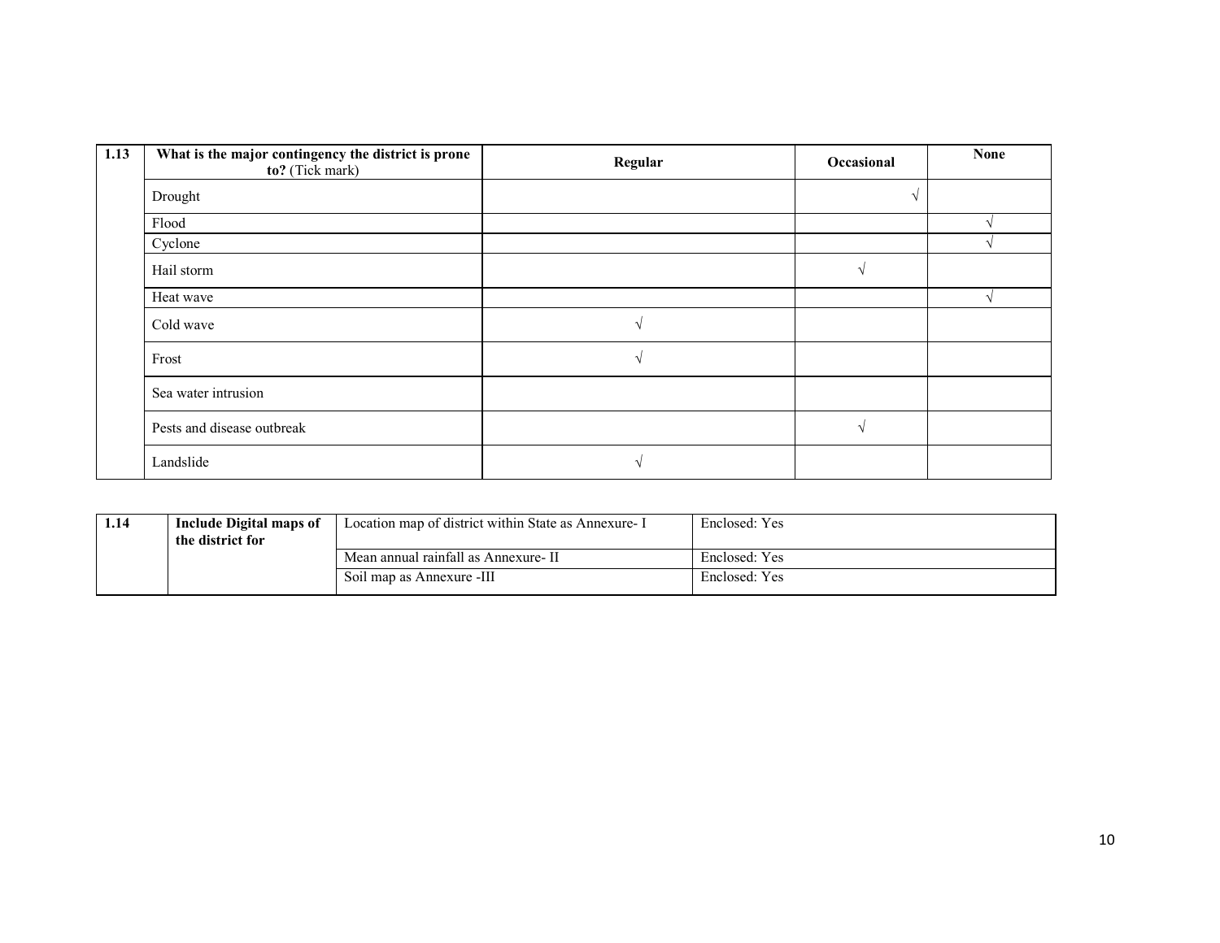| 1.13 | What is the major contingency the district is prone to? (Tick mark) | Regular | Occasional | None |
|---|---|---|---|---|
| | Drought | | √ | |
| | Flood | | | √ |
| | Cyclone | | | √ |
| | Hail storm | | √ | |
| | Heat wave | | | √ |
| | Cold wave | √ | | |
| | Frost | √ | | |
| | Sea water intrusion | | | |
| | Pests and disease outbreak | | √ | |
| | Landslide | √ | | |

| 1.14 | Include Digital maps of the district for | Location map of district within State as Annexure- I | Enclosed: Yes |
|---|---|---|---|
| | | Mean annual rainfall as Annexure- II | Enclosed: Yes |
| | | Soil map as Annexure -III | Enclosed: Yes |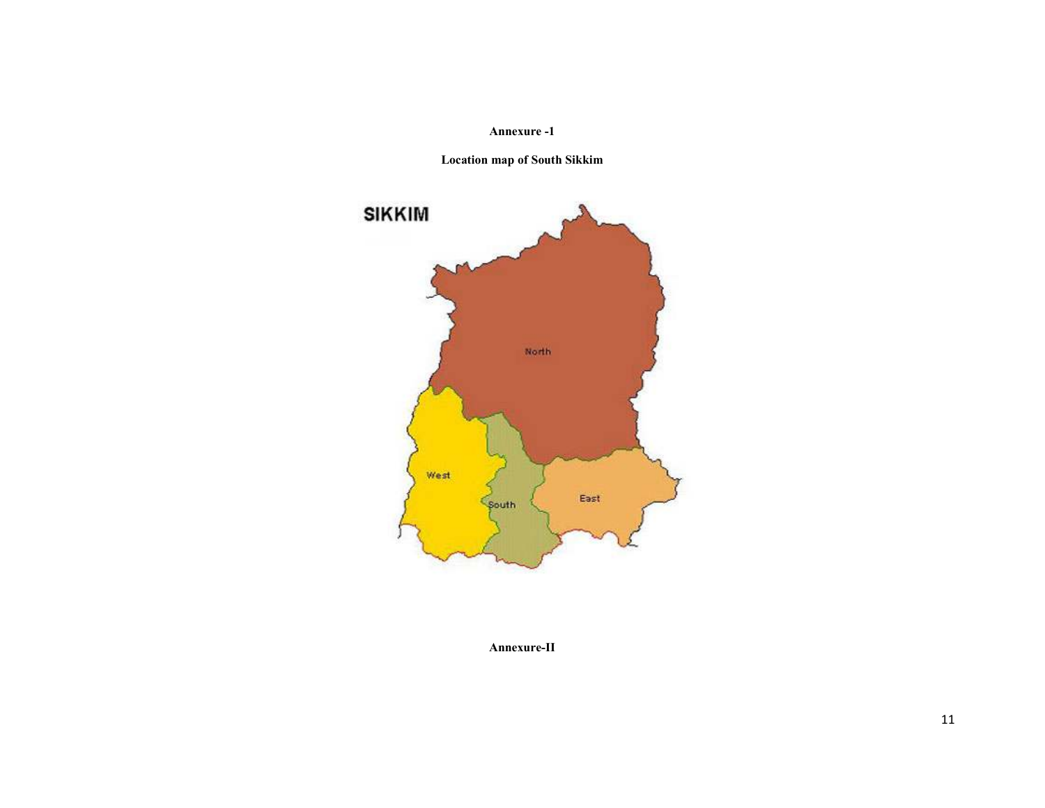**Annexure -1**

**Location map of South Sikkim**

SIKKIM

North

West

South

East

**Annexure-II**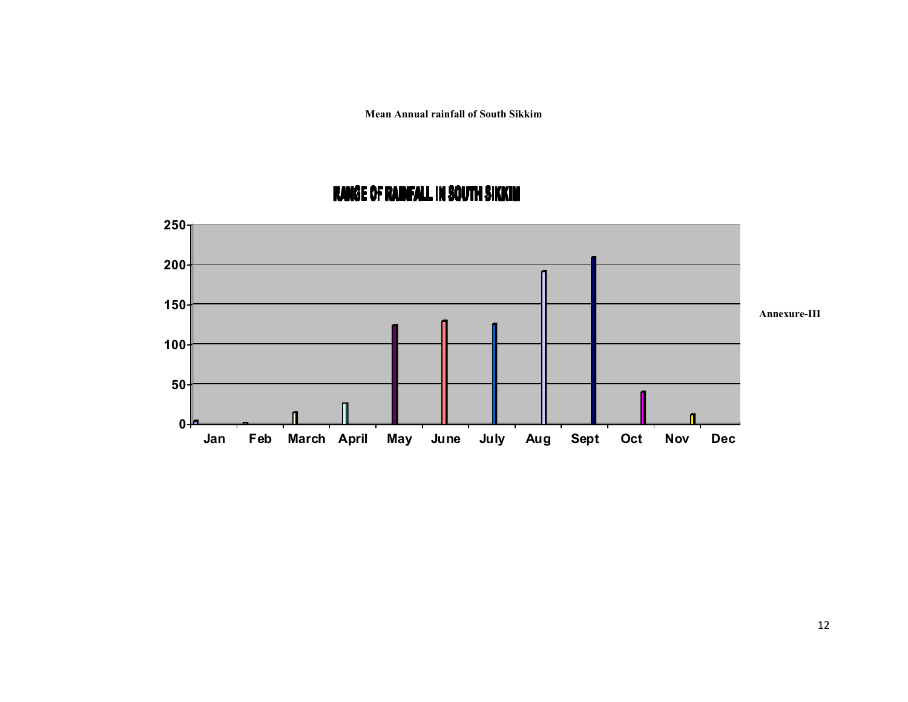**Mean Annual rainfall of South Sikkim**

**RANGE OF RAINFALL IN SOUTH SIKKIM**

Annexure-III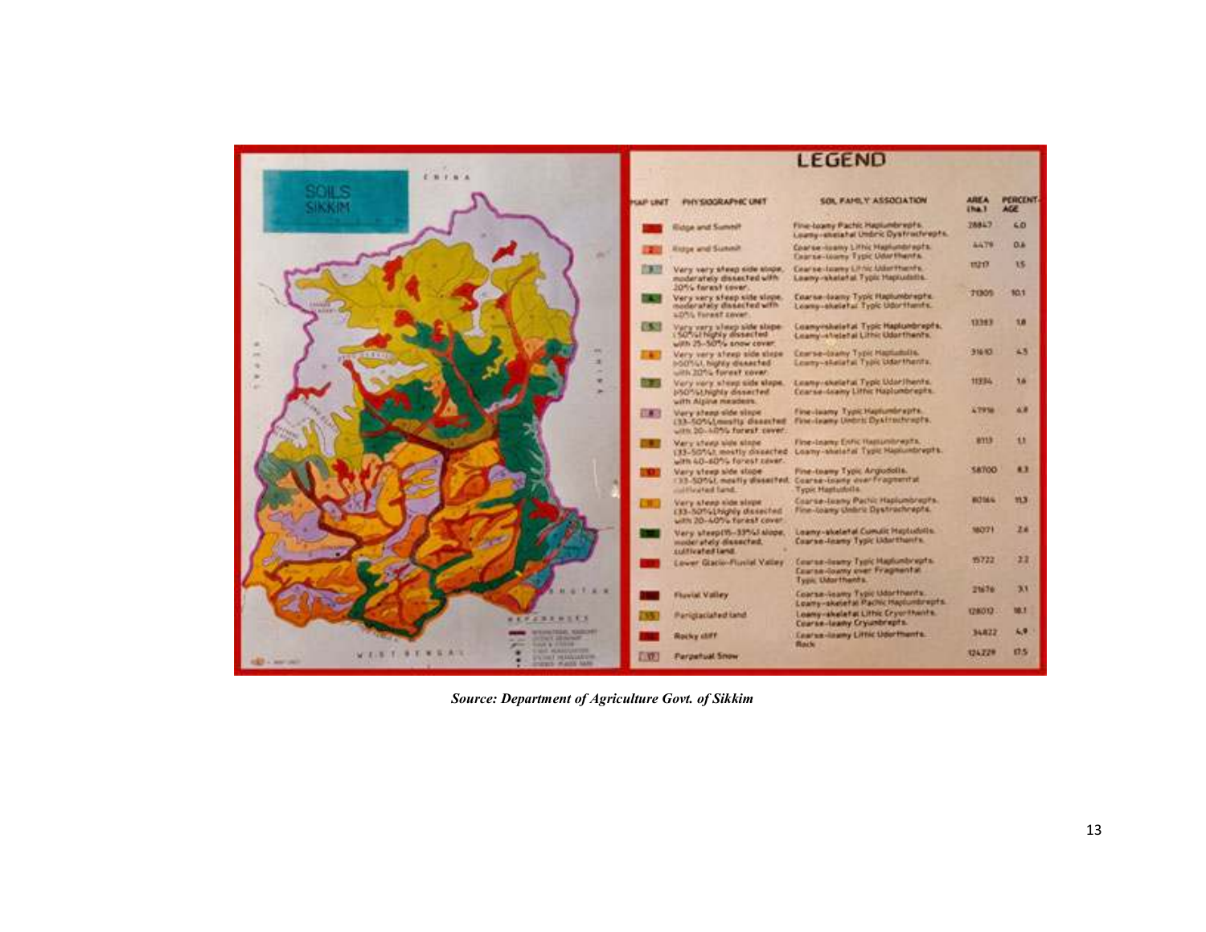SOILS SIKKIM

## LEGEND

| MAP UNIT | PHYSIOGRAPHIC UNIT | SOIL FAMILY ASSOCIATION | AREA (ha.) | PERCENTAGE |
|---|---|---|---|---|
| 1 | Ridge and Summit | Fine-loamy Pachic Haplumbrepts. Loamy-skeletal Umbric Dystrochrepts. | 28847 | 4.0 |
| 2 | Ridge and Summit | Coarse-loamy Lithic Haplumbrepts. Coarse-loamy Typic Udorthents. | 4479 | 0.6 |
| 3 | Very very steep side slope, moderately dissected with 20% forest cover. | Coarse-loamy Lithic Udorthents. Loamy-skeletal Typic Hapludolls. | 11217 | 1.5 |
| 4 | Very very steep side slope, moderately dissected with 40% forest cover. | Coarse-loamy Typic Haplumbrepts. Loamy-skeletal Typic Udorthents. | 71305 | 10.1 |
| 5 | Very very steep side slope (50%) highly dissected with 25-50% snow cover. | Loamy-skeletal Typic Haplumbrepts. Loamy-skeletal Lithic Udorthents. | 13383 | 1.8 |
| 6 | Very very steep side slope (>50%), highly dissected with 20% forest cover. | Coarse-loamy Typic Hapludolls. Loamy-skeletal Typic Udorthents. | 31610 | 4.5 |
| 7 | Very very steep side slope, (>50%) highly dissected with Alpine meadows. | Loamy-skeletal Typic Udorthents. Coarse-loamy Lithic Haplumbrepts. | 11334 | 1.6 |
| 8 | Very steep side slope (33-50%) mostly dissected with 20-40% forest cover. | Fine-loamy Typic Haplumbrepts. Fine-loamy Umbric Dystrochrepts. | 47916 | 6.8 |
| 9 | Very steep side slope (33-50%), mostly dissected with 40-60% forest cover. | Fine-loamy Entic Haplumbrepts. Loamy-skeletal Typic Haplumbrepts. | 8113 | 1.1 |
| 10 | Very steep side slope (33-50%), mostly dissected, cultivated land. | Fine-loamy Typic Argiudolls. Coarse-loamy over Fragmental Typic Hapludolls. | 58700 | 8.3 |
| 11 | Very steep side slope (33-50%) highly dissected with 20-40% forest cover. | Coarse-loamy Pachic Haplumbrepts. Fine-loamy Umbric Dystrochrepts. | 80164 | 11.3 |
| 12 | Very steep (15-33%) slope, moderately dissected, cultivated land. | Loamy-skeletal Cumulic Hapludolls. Coarse-loamy Typic Udorthents. | 18071 | 2.6 |
| 13 | Lower Glacio-Fluvial Valley | Coarse-loamy Typic Haplumbrepts. Coarse-loamy over Fragmental Typic Udorthents. | 15722 | 2.2 |
| 14 | Fluvial Valley | Coarse-loamy Typic Udorthents. Loamy-skeletal Pachic Haplumbrepts. | 21676 | 3.1 |
| 15 | Periglaciated land | Loamy-skeletal Lithic Cryorthents. Coarse-loamy Cryumbrepts. | 128012 | 18.1 |
| 16 | Rocky cliff | Coarse-loamy Lithic Udorthents. Rock | 34822 | 4.9 |
| 17 | Perpetual Snow | | 124229 | 17.5 |

***Source: Department of Agriculture Govt. of Sikkim***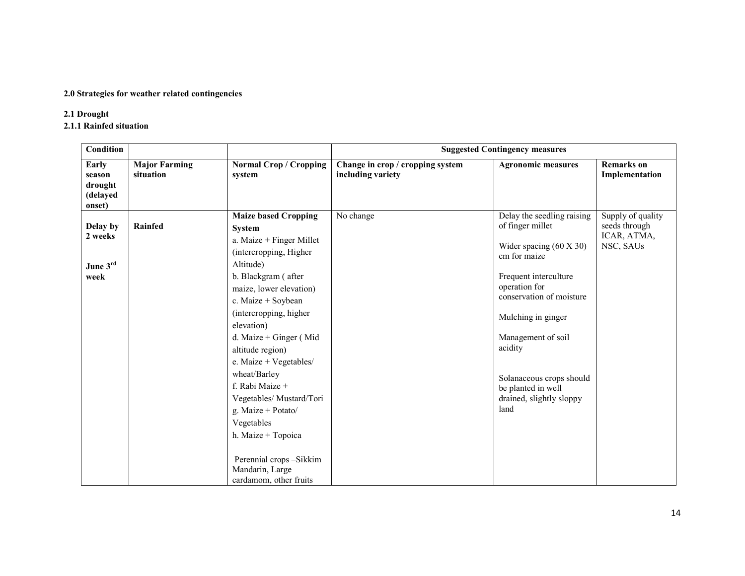**2.0 Strategies for weather related contingencies**

**2.1 Drought**

**2.1.1 Rainfed situation**

| Condition | | | Suggested Contingency measures | | |
|---|---|---|---|---|---|
| **Early season drought (delayed onset)** | **Major Farming situation** | **Normal Crop / Cropping system** | **Change in crop / cropping system including variety** | **Agronomic measures** | **Remarks on Implementation** |
| **Delay by 2 weeks**<br><br>**June 3rd week** | **Rainfed** | **Maize based Cropping System**<br>a. Maize + Finger Millet (intercropping, Higher Altitude)<br>b. Blackgram ( after maize, lower elevation)<br>c. Maize + Soybean (intercropping, higher elevation)<br>d. Maize + Ginger ( Mid altitude region)<br>e. Maize + Vegetables/ wheat/Barley<br>f. Rabi Maize + Vegetables/ Mustard/Tori<br>g. Maize + Potato/ Vegetables<br>h. Maize + Topoica<br><br>Perennial crops –Sikkim Mandarin, Large cardamom, other fruits | No change | Delay the seedling raising of finger millet<br><br>Wider spacing (60 X 30) cm for maize<br><br>Frequent interculture operation for conservation of moisture<br><br>Mulching in ginger<br><br>Management of soil acidity<br><br>Solanaceous crops should be planted in well drained, slightly sloppy land | Supply of quality seeds through ICAR, ATMA, NSC, SAUs |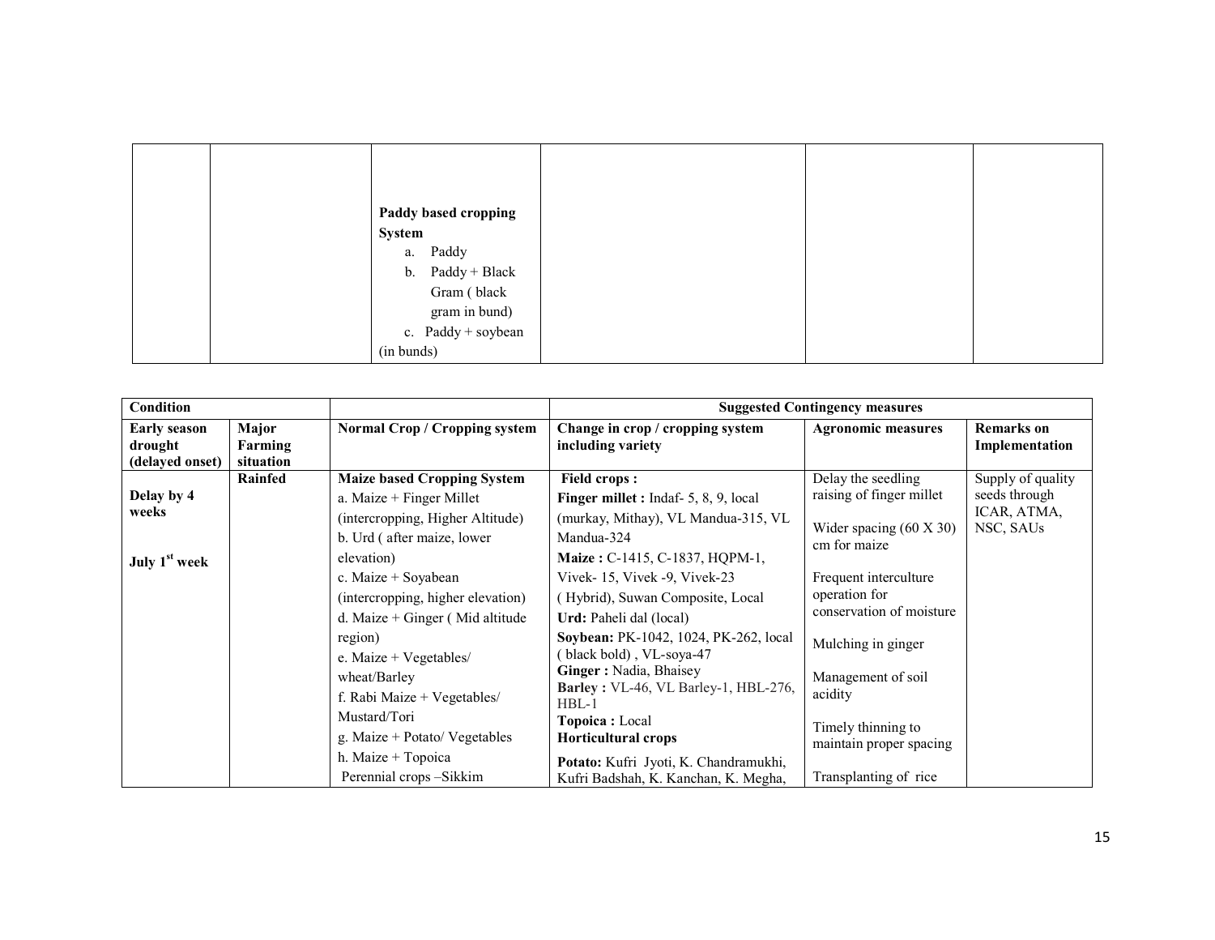| | | | | | |
|---|---|---|---|---|---|
| | | **Paddy based cropping System**<br>a. Paddy<br>b. Paddy + Black Gram ( black gram in bund)<br>c. Paddy + soybean (in bunds) | | | |

| Condition | | | Suggested Contingency measures | | |
|---|---|---|---|---|---|
| **Early season drought (delayed onset)** | **Major Farming situation** | **Normal Crop / Cropping system** | **Change in crop / cropping system including variety** | **Agronomic measures** | **Remarks on Implementation** |
| **Delay by 4 weeks**<br><br>**July 1st week** | **Rainfed** | **Maize based Cropping System**<br>a. Maize + Finger Millet (intercropping, Higher Altitude)<br>b. Urd ( after maize, lower elevation)<br>c. Maize + Soyabean (intercropping, higher elevation)<br>d. Maize + Ginger ( Mid altitude region)<br>e. Maize + Vegetables/ wheat/Barley<br>f. Rabi Maize + Vegetables/ Mustard/Tori<br>g. Maize + Potato/ Vegetables<br>h. Maize + Topoica<br>Perennial crops –Sikkim | **Field crops :**<br>**Finger millet :** Indaf- 5, 8, 9, local (murkay, Mithay), VL Mandua-315, VL Mandua-324<br>**Maize :** C-1415, C-1837, HQPM-1, Vivek- 15, Vivek -9, Vivek-23 ( Hybrid), Suwan Composite, Local<br>**Urd:** Paheli dal (local)<br>**Soybean:** PK-1042, 1024, PK-262, local ( black bold) , VL-soya-47<br>**Ginger :** Nadia, Bhaisey<br>**Barley :** VL-46, VL Barley-1, HBL-276, HBL-1<br>**Topoica :** Local<br>**Horticultural crops**<br>**Potato:** Kufri Jyoti, K. Chandramukhi, Kufri Badshah, K. Kanchan, K. Megha, | Delay the seedling raising of finger millet<br><br>Wider spacing (60 X 30) cm for maize<br><br>Frequent interculture operation for conservation of moisture<br><br>Mulching in ginger<br><br>Management of soil acidity<br><br>Timely thinning to maintain proper spacing<br><br>Transplanting of rice | Supply of quality seeds through ICAR, ATMA, NSC, SAUs |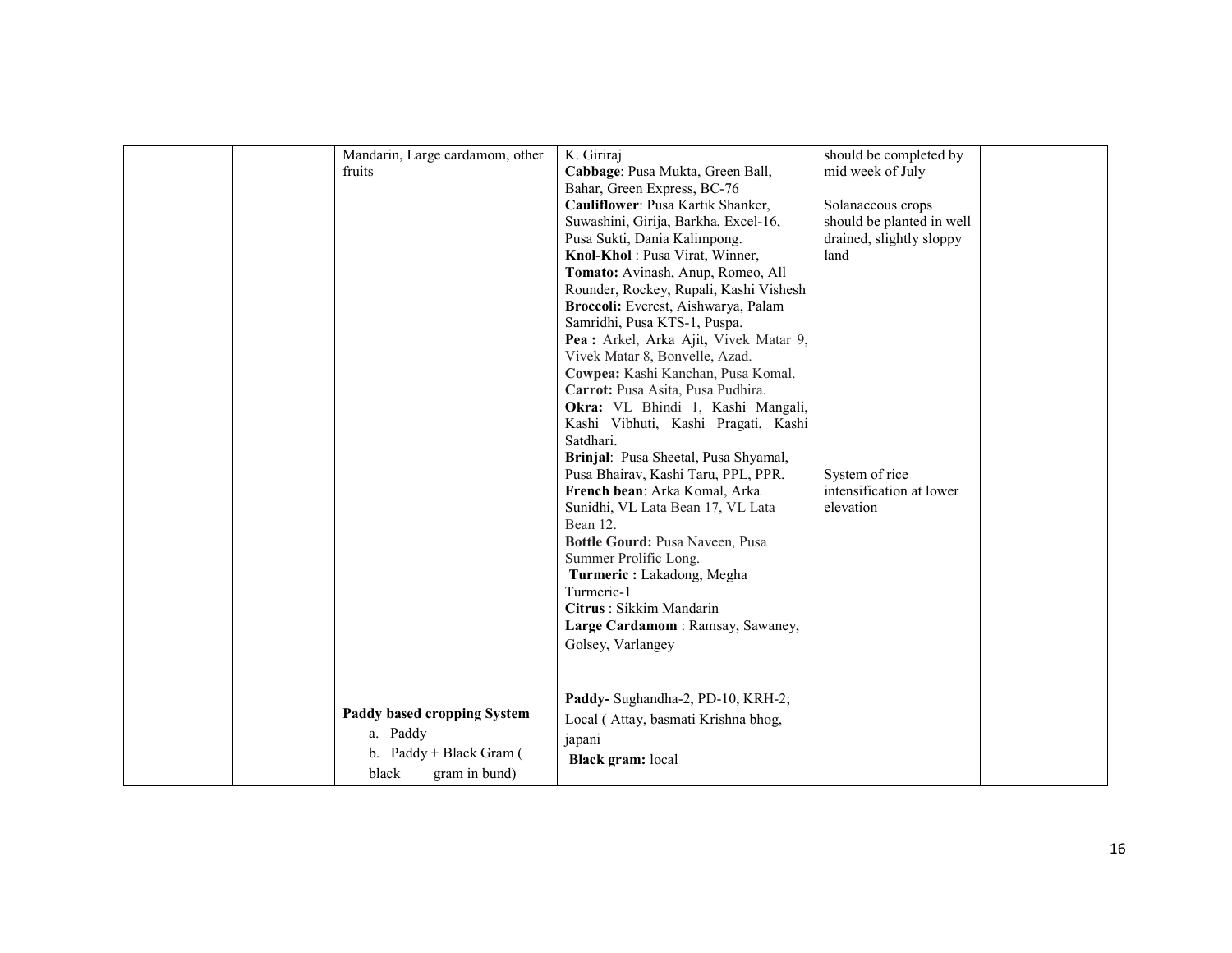| | | | | | |
|---|---|---|---|---|---|
| | | Mandarin, Large cardamom, other fruits | K. Giriraj<br>**Cabbage**: Pusa Mukta, Green Ball, Bahar, Green Express, BC-76<br>**Cauliflower**: Pusa Kartik Shanker, Suwashini, Girija, Barkha, Excel-16, Pusa Sukti, Dania Kalimpong.<br>**Knol-Khol** : Pusa Virat, Winner,<br>**Tomato:** Avinash, Anup, Romeo, All Rounder, Rockey, Rupali, Kashi Vishesh<br>**Broccoli:** Everest, Aishwarya, Palam Samridhi, Pusa KTS-1, Puspa.<br>**Pea :** Arkel, Arka Ajit, Vivek Matar 9, Vivek Matar 8, Bonvelle, Azad.<br>**Cowpea:** Kashi Kanchan, Pusa Komal.<br>**Carrot:** Pusa Asita, Pusa Pudhira.<br>**Okra:** VL Bhindi 1, Kashi Mangali, Kashi Vibhuti, Kashi Pragati, Kashi Satdhari.<br>**Brinjal**: Pusa Sheetal, Pusa Shyamal, Pusa Bhairav, Kashi Taru, PPL, PPR.<br>**French bean**: Arka Komal, Arka Sunidhi, VL Lata Bean 17, VL Lata Bean 12.<br>**Bottle Gourd:** Pusa Naveen, Pusa Summer Prolific Long.<br>**Turmeric :** Lakadong, Megha Turmeric-1<br>**Citrus** : Sikkim Mandarin<br>**Large Cardamom** : Ramsay, Sawaney, Golsey, Varlangey | should be completed by mid week of July<br><br>Solanaceous crops should be planted in well drained, slightly sloppy land<br><br>System of rice intensification at lower elevation | |
| | | **Paddy based cropping System**<br>a. Paddy<br>b. Paddy + Black Gram ( black gram in bund) | **Paddy-** Sughandha-2, PD-10, KRH-2; Local ( Attay, basmati Krishna bhog, japani<br>**Black gram:** local | | |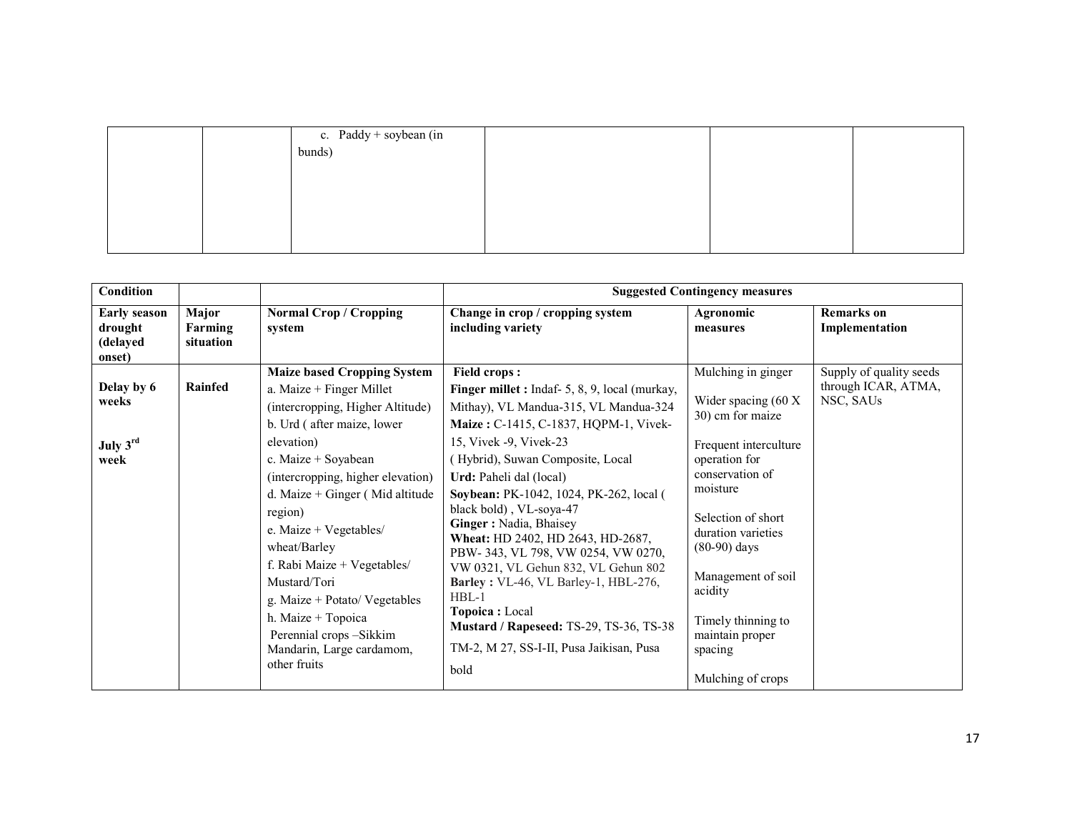| | | c. Paddy + soybean (in bunds) | | | |
|---|---|---|---|---|---|

| Condition | | | Suggested Contingency measures | | |
|---|---|---|---|---|---|
| **Early season drought (delayed onset)** | **Major Farming situation** | **Normal Crop / Cropping system** | **Change in crop / cropping system including variety** | **Agronomic measures** | **Remarks on Implementation** |
| **Delay by 6 weeks**<br><br>**July 3rd week** | **Rainfed** | **Maize based Cropping System**<br>a. Maize + Finger Millet (intercropping, Higher Altitude)<br>b. Urd ( after maize, lower elevation)<br>c. Maize + Soyabean (intercropping, higher elevation)<br>d. Maize + Ginger ( Mid altitude region)<br>e. Maize + Vegetables/ wheat/Barley<br>f. Rabi Maize + Vegetables/ Mustard/Tori<br>g. Maize + Potato/ Vegetables<br>h. Maize + Topoica<br>Perennial crops –Sikkim Mandarin, Large cardamom, other fruits | **Field crops :**<br>**Finger millet :** Indaf- 5, 8, 9, local (murkay, Mithay), VL Mandua-315, VL Mandua-324<br>**Maize :** C-1415, C-1837, HQPM-1, Vivek-15, Vivek -9, Vivek-23 ( Hybrid), Suwan Composite, Local<br>**Urd:** Paheli dal (local)<br>**Soybean:** PK-1042, 1024, PK-262, local ( black bold) , VL-soya-47<br>**Ginger :** Nadia, Bhaisey<br>**Wheat:** HD 2402, HD 2643, HD-2687, PBW- 343, VL 798, VW 0254, VW 0270, VW 0321, VL Gehun 832, VL Gehun 802<br>**Barley :** VL-46, VL Barley-1, HBL-276, HBL-1<br>**Topoica :** Local<br>**Mustard / Rapeseed:** TS-29, TS-36, TS-38 TM-2, M 27, SS-I-II, Pusa Jaikisan, Pusa bold | Mulching in ginger<br><br>Wider spacing (60 X 30) cm for maize<br><br>Frequent interculture operation for conservation of moisture<br><br>Selection of short duration varieties (80-90) days<br><br>Management of soil acidity<br><br>Timely thinning to maintain proper spacing<br><br>Mulching of crops | Supply of quality seeds through ICAR, ATMA, NSC, SAUs |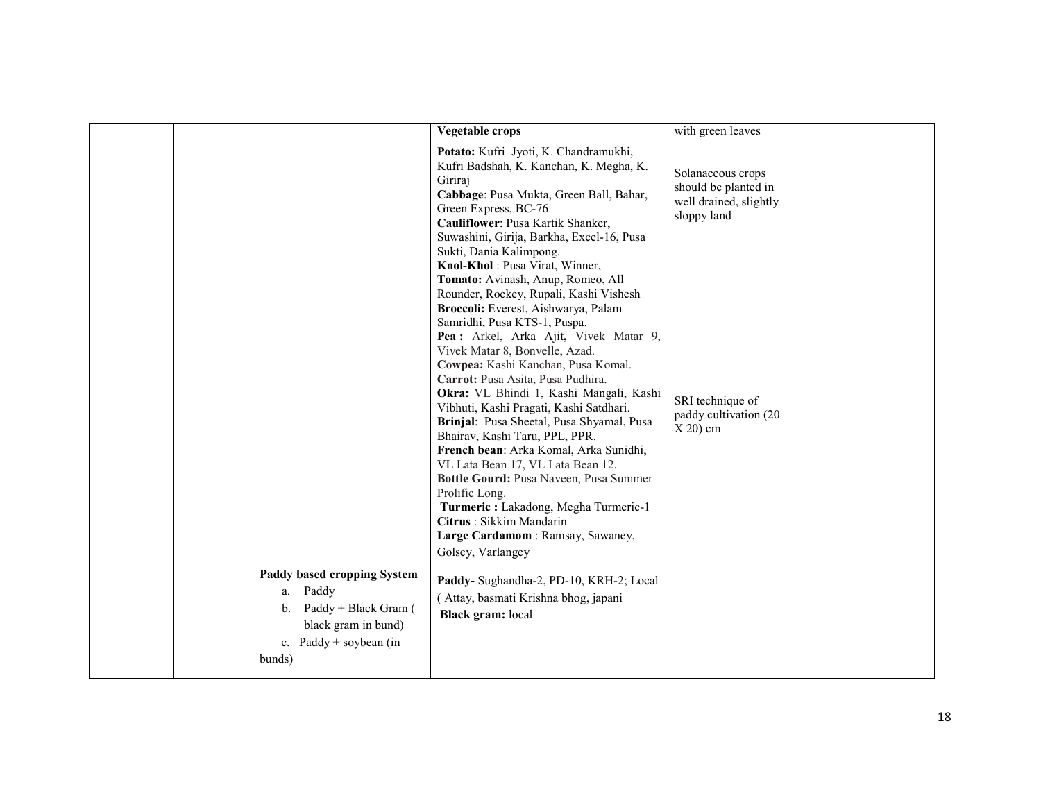| | | | | | |
|---|---|---|---|---|---|
| | | | **Vegetable crops**<br><br>**Potato:** Kufri Jyoti, K. Chandramukhi, Kufri Badshah, K. Kanchan, K. Megha, K. Giriraj<br>**Cabbage**: Pusa Mukta, Green Ball, Bahar, Green Express, BC-76<br>**Cauliflower**: Pusa Kartik Shanker, Suwashini, Girija, Barkha, Excel-16, Pusa Sukti, Dania Kalimpong.<br>**Knol-Khol** : Pusa Virat, Winner,<br>**Tomato:** Avinash, Anup, Romeo, All Rounder, Rockey, Rupali, Kashi Vishesh<br>**Broccoli:** Everest, Aishwarya, Palam Samridhi, Pusa KTS-1, Puspa.<br>**Pea :** Arkel, **Arka Ajit,** Vivek Matar 9, Vivek Matar 8, Bonvelle, Azad.<br>**Cowpea:** Kashi Kanchan, Pusa Komal.<br>**Carrot:** Pusa Asita, Pusa Pudhira.<br>**Okra:** VL Bhindi 1, Kashi Mangali, Kashi Vibhuti, Kashi Pragati, Kashi Satdhari.<br>**Brinjal**: Pusa Sheetal, Pusa Shyamal, Pusa Bhairav, Kashi Taru, PPL, PPR.<br>**French bean**: Arka Komal, Arka Sunidhi, VL Lata Bean 17, VL Lata Bean 12.<br>**Bottle Gourd:** Pusa Naveen, Pusa Summer Prolific Long.<br>**Turmeric :** Lakadong, Megha Turmeric-1<br>**Citrus** : Sikkim Mandarin<br>**Large Cardamom** : Ramsay, Sawaney, Golsey, Varlangey | with green leaves<br><br>Solanaceous crops should be planted in well drained, slightly sloppy land<br><br>SRI technique of paddy cultivation (20 X 20) cm | |
| | | **Paddy based cropping System**<br>a. Paddy<br>b. Paddy + Black Gram ( black gram in bund)<br>c. Paddy + soybean (in bunds) | **Paddy-** Sughandha-2, PD-10, KRH-2; Local ( Attay, basmati Krishna bhog, japani<br>**Black gram:** local | | |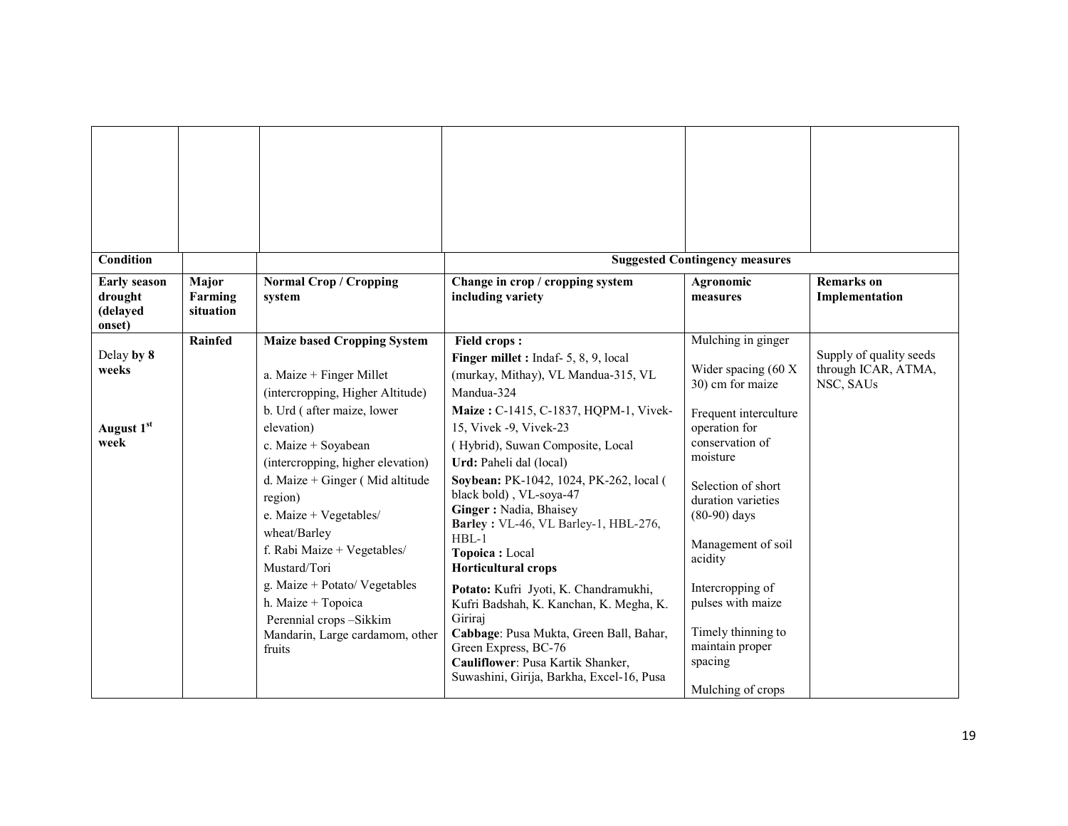| Condition | | | Suggested Contingency measures | | |
|---|---|---|---|---|---|
| **Early season drought (delayed onset)** | **Major Farming situation** | **Normal Crop / Cropping system** | **Change in crop / cropping system including variety** | **Agronomic measures** | **Remarks on Implementation** |
| Delay **by 8 weeks**<br><br>**August 1st week** | **Rainfed** | **Maize based Cropping System**<br><br>a. Maize + Finger Millet (intercropping, Higher Altitude)<br>b. Urd ( after maize, lower elevation)<br>c. Maize + Soyabean (intercropping, higher elevation)<br>d. Maize + Ginger ( Mid altitude region)<br>e. Maize + Vegetables/ wheat/Barley<br>f. Rabi Maize + Vegetables/ Mustard/Tori<br>g. Maize + Potato/ Vegetables<br>h. Maize + Topoica<br>Perennial crops –Sikkim Mandarin, Large cardamom, other fruits | **Field crops :**<br>**Finger millet :** Indaf- 5, 8, 9, local (murkay, Mithay), VL Mandua-315, VL Mandua-324<br>**Maize :** C-1415, C-1837, HQPM-1, Vivek-15, Vivek -9, Vivek-23 ( Hybrid), Suwan Composite, Local<br>**Urd:** Paheli dal (local)<br>**Soybean:** PK-1042, 1024, PK-262, local ( black bold) , VL-soya-47<br>**Ginger :** Nadia, Bhaisey<br>**Barley :** VL-46, VL Barley-1, HBL-276, HBL-1<br>**Topoica :** Local<br>**Horticultural crops**<br>**Potato:** Kufri Jyoti, K. Chandramukhi, Kufri Badshah, K. Kanchan, K. Megha, K. Giriraj<br>**Cabbage**: Pusa Mukta, Green Ball, Bahar, Green Express, BC-76<br>**Cauliflower**: Pusa Kartik Shanker, Suwashini, Girija, Barkha, Excel-16, Pusa | Mulching in ginger<br><br>Wider spacing (60 X 30) cm for maize<br><br>Frequent interculture operation for conservation of moisture<br><br>Selection of short duration varieties (80-90) days<br><br>Management of soil acidity<br><br>Intercropping of pulses with maize<br><br>Timely thinning to maintain proper spacing<br><br>Mulching of crops | Supply of quality seeds through ICAR, ATMA, NSC, SAUs |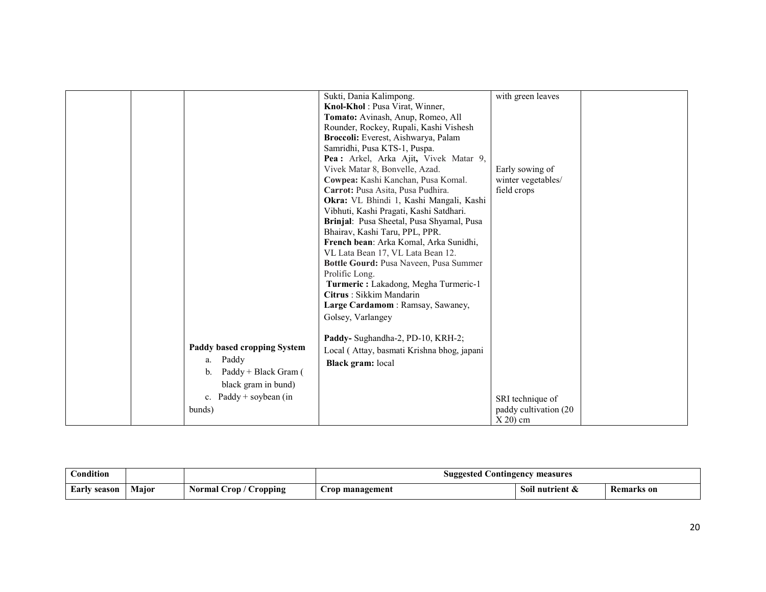| | | | Sukti, Dania Kalimpong.<br>**Knol-Khol** : Pusa Virat, Winner,<br>**Tomato:** Avinash, Anup, Romeo, All Rounder, Rockey, Rupali, Kashi Vishesh<br>**Broccoli:** Everest, Aishwarya, Palam Samridhi, Pusa KTS-1, Puspa.<br>**Pea :** Arkel, Arka Ajit**,** Vivek Matar 9, Vivek Matar 8, Bonvelle, Azad.<br>**Cowpea:** Kashi Kanchan, Pusa Komal.<br>**Carrot:** Pusa Asita, Pusa Pudhira.<br>**Okra:** VL Bhindi 1, Kashi Mangali, Kashi Vibhuti, Kashi Pragati, Kashi Satdhari.<br>**Brinjal**: Pusa Sheetal, Pusa Shyamal, Pusa Bhairav, Kashi Taru, PPL, PPR.<br>**French bean**: Arka Komal, Arka Sunidhi, VL Lata Bean 17, VL Lata Bean 12.<br>**Bottle Gourd:** Pusa Naveen, Pusa Summer Prolific Long.<br>**Turmeric :** Lakadong, Megha Turmeric-1<br>**Citrus** : Sikkim Mandarin<br>**Large Cardamom** : Ramsay, Sawaney, Golsey, Varlangey | with green leaves<br><br>Early sowing of winter vegetables/ field crops | |
|---|---|---|---|---|---|
| | | **Paddy based cropping System**<br>a. Paddy<br>b. Paddy + Black Gram ( black gram in bund)<br>c. Paddy + soybean (in bunds) | **Paddy-** Sughandha-2, PD-10, KRH-2; Local ( Attay, basmati Krishna bhog, japani<br>**Black gram:** local | SRI technique of paddy cultivation (20 X 20) cm | |

| Condition | | | Suggested Contingency measures | | |
|---|---|---|---|---|---|
| Early season | Major | Normal Crop / Cropping | Crop management | Soil nutrient & | Remarks on |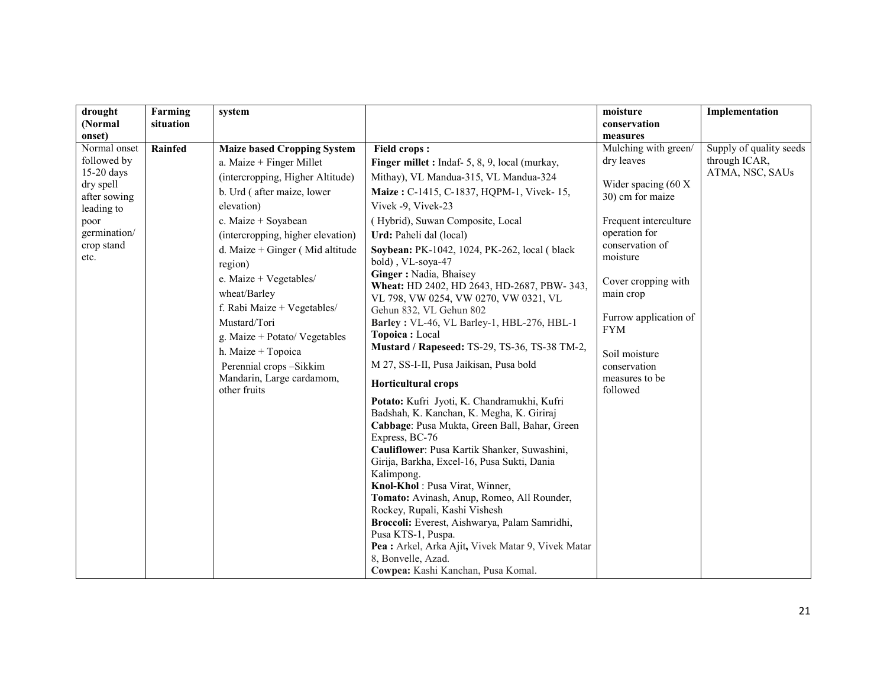| drought (Normal onset) | Farming situation | system | | moisture conservation measures | Implementation |
|---|---|---|---|---|---|
| Normal onset followed by 15-20 days dry spell after sowing leading to poor germination/ crop stand etc. | **Rainfed** | **Maize based Cropping System**<br>a. Maize + Finger Millet (intercropping, Higher Altitude)<br>b. Urd ( after maize, lower elevation)<br>c. Maize + Soyabean (intercropping, higher elevation)<br>d. Maize + Ginger ( Mid altitude region)<br>e. Maize + Vegetables/ wheat/Barley<br>f. Rabi Maize + Vegetables/ Mustard/Tori<br>g. Maize + Potato/ Vegetables<br>h. Maize + Topoica<br>Perennial crops –Sikkim Mandarin, Large cardamom, other fruits | **Field crops :**<br>**Finger millet :** Indaf- 5, 8, 9, local (murkay, Mithay), VL Mandua-315, VL Mandua-324<br>**Maize :** C-1415, C-1837, HQPM-1, Vivek- 15, Vivek -9, Vivek-23 ( Hybrid), Suwan Composite, Local<br>**Urd:** Paheli dal (local)<br>**Soybean:** PK-1042, 1024, PK-262, local ( black bold) , VL-soya-47<br>**Ginger :** Nadia, Bhaisey<br>**Wheat:** HD 2402, HD 2643, HD-2687, PBW- 343, VL 798, VW 0254, VW 0270, VW 0321, VL Gehun 832, VL Gehun 802<br>**Barley :** VL-46, VL Barley-1, HBL-276, HBL-1<br>**Topoica :** Local<br>**Mustard / Rapeseed:** TS-29, TS-36, TS-38 TM-2, M 27, SS-I-II, Pusa Jaikisan, Pusa bold<br>**Horticultural crops**<br>**Potato:** Kufri Jyoti, K. Chandramukhi, Kufri Badshah, K. Kanchan, K. Megha, K. Giriraj<br>**Cabbage**: Pusa Mukta, Green Ball, Bahar, Green Express, BC-76<br>**Cauliflower**: Pusa Kartik Shanker, Suwashini, Girija, Barkha, Excel-16, Pusa Sukti, Dania Kalimpong.<br>**Knol-Khol** : Pusa Virat, Winner,<br>**Tomato:** Avinash, Anup, Romeo, All Rounder, Rockey, Rupali, Kashi Vishesh<br>**Broccoli:** Everest, Aishwarya, Palam Samridhi, Pusa KTS-1, Puspa.<br>**Pea :** Arkel, Arka Ajit**,** Vivek Matar 9, Vivek Matar 8, Bonvelle, Azad.<br>**Cowpea:** Kashi Kanchan, Pusa Komal. | Mulching with green/ dry leaves<br><br>Wider spacing (60 X 30) cm for maize<br><br>Frequent interculture operation for conservation of moisture<br><br>Cover cropping with main crop<br><br>Furrow application of FYM<br><br>Soil moisture conservation measures to be followed | Supply of quality seeds through ICAR, ATMA, NSC, SAUs |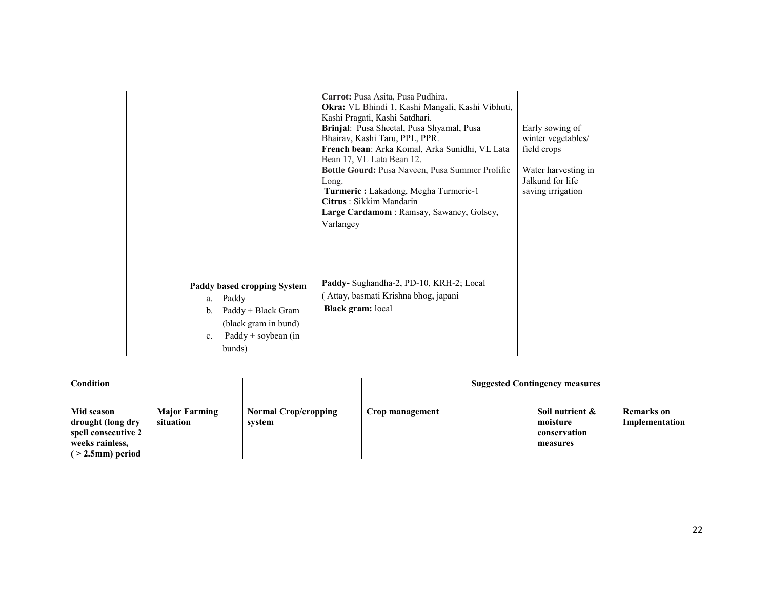| | | | **Carrot:** Pusa Asita, Pusa Pudhira.<br>**Okra:** VL Bhindi 1, Kashi Mangali, Kashi Vibhuti, Kashi Pragati, Kashi Satdhari.<br>**Brinjal**: Pusa Sheetal, Pusa Shyamal, Pusa Bhairav, Kashi Taru, PPL, PPR.<br>**French bean**: Arka Komal, Arka Sunidhi, VL Lata Bean 17, VL Lata Bean 12.<br>**Bottle Gourd:** Pusa Naveen, Pusa Summer Prolific Long.<br>**Turmeric :** Lakadong, Megha Turmeric-1<br>**Citrus** : Sikkim Mandarin<br>**Large Cardamom** : Ramsay, Sawaney, Golsey, Varlangey | Early sowing of winter vegetables/ field crops<br><br>Water harvesting in Jalkund for life saving irrigation | |
|---|---|---|---|---|---|
| | | **Paddy based cropping System**<br>a. Paddy<br>b. Paddy + Black Gram (black gram in bund)<br>c. Paddy + soybean (in bunds) | **Paddy-** Sughandha-2, PD-10, KRH-2; Local ( Attay, basmati Krishna bhog, japani<br>**Black gram:** local | | |

| **Condition** | | | **Suggested Contingency measures** | | |
|---|---|---|---|---|---|
| **Mid season drought (long dry spell consecutive 2 weeks rainless, ( > 2.5mm) period** | **Major Farming situation** | **Normal Crop/cropping system** | **Crop management** | **Soil nutrient & moisture conservation measures** | **Remarks on Implementation** |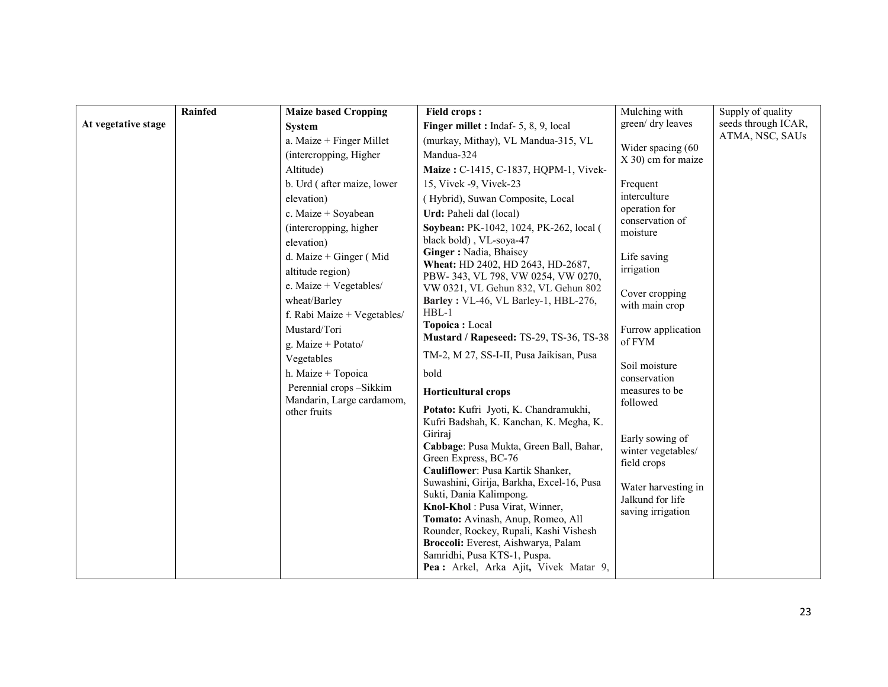| | | | | | |
|---|---|---|---|---|---|
| At vegetative stage | Rainfed | **Maize based Cropping System**<br>a. Maize + Finger Millet (intercropping, Higher Altitude)<br>b. Urd ( after maize, lower elevation)<br>c. Maize + Soyabean (intercropping, higher elevation)<br>d. Maize + Ginger ( Mid altitude region)<br>e. Maize + Vegetables/ wheat/Barley<br>f. Rabi Maize + Vegetables/ Mustard/Tori<br>g. Maize + Potato/ Vegetables<br>h. Maize + Topoica<br>Perennial crops –Sikkim Mandarin, Large cardamom, other fruits | **Field crops :**<br>**Finger millet :** Indaf- 5, 8, 9, local (murkay, Mithay), VL Mandua-315, VL Mandua-324<br>**Maize :** C-1415, C-1837, HQPM-1, Vivek-15, Vivek -9, Vivek-23 ( Hybrid), Suwan Composite, Local<br>**Urd:** Paheli dal (local)<br>**Soybean:** PK-1042, 1024, PK-262, local ( black bold) , VL-soya-47<br>**Ginger :** Nadia, Bhaisey<br>**Wheat:** HD 2402, HD 2643, HD-2687, PBW- 343, VL 798, VW 0254, VW 0270, VW 0321, VL Gehun 832, VL Gehun 802<br>**Barley :** VL-46, VL Barley-1, HBL-276, HBL-1<br>**Topoica :** Local<br>**Mustard / Rapeseed:** TS-29, TS-36, TS-38 TM-2, M 27, SS-I-II, Pusa Jaikisan, Pusa bold<br>**Horticultural crops**<br>**Potato:** Kufri Jyoti, K. Chandramukhi, Kufri Badshah, K. Kanchan, K. Megha, K. Giriraj<br>**Cabbage**: Pusa Mukta, Green Ball, Bahar, Green Express, BC-76<br>**Cauliflower**: Pusa Kartik Shanker, Suwashini, Girija, Barkha, Excel-16, Pusa Sukti, Dania Kalimpong.<br>**Knol-Khol** : Pusa Virat, Winner,<br>**Tomato:** Avinash, Anup, Romeo, All Rounder, Rockey, Rupali, Kashi Vishesh<br>**Broccoli:** Everest, Aishwarya, Palam Samridhi, Pusa KTS-1, Puspa.<br>**Pea :** Arkel, Arka Ajit**,** Vivek Matar 9, | Mulching with green/ dry leaves<br><br>Wider spacing (60 X 30) cm for maize<br><br>Frequent interculture operation for conservation of moisture<br><br>Life saving irrigation<br><br>Cover cropping with main crop<br><br>Furrow application of FYM<br><br>Soil moisture conservation measures to be followed<br><br>Early sowing of winter vegetables/ field crops<br><br>Water harvesting in Jalkund for life saving irrigation | Supply of quality seeds through ICAR, ATMA, NSC, SAUs |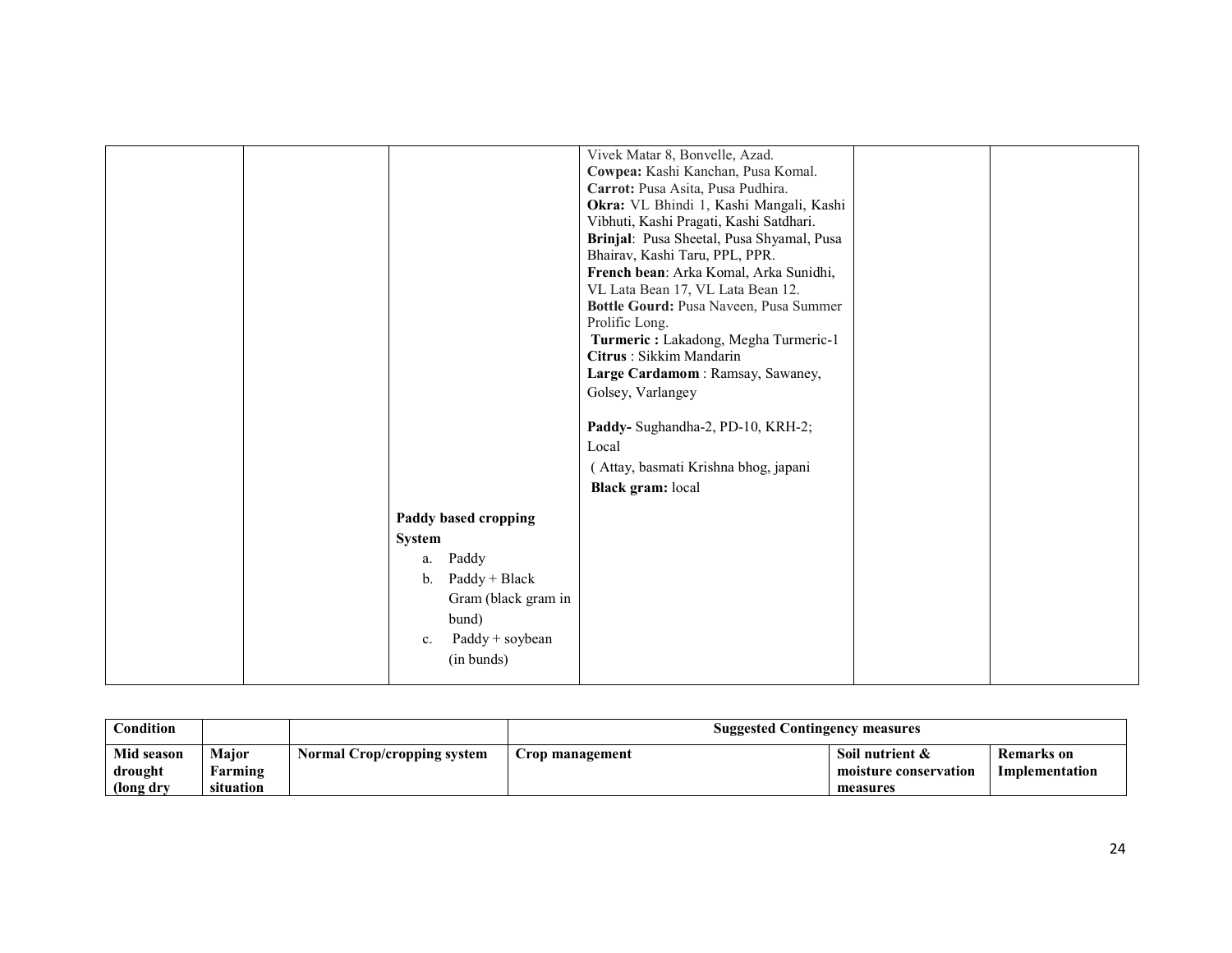| | | | | | |
|---|---|---|---|---|---|
| | | | Vivek Matar 8, Bonvelle, Azad.<br>**Cowpea:** Kashi Kanchan, Pusa Komal.<br>**Carrot:** Pusa Asita, Pusa Pudhira.<br>**Okra:** VL Bhindi 1, Kashi Mangali, Kashi Vibhuti, Kashi Pragati, Kashi Satdhari.<br>**Brinjal**: Pusa Sheetal, Pusa Shyamal, Pusa Bhairav, Kashi Taru, PPL, PPR.<br>**French bean**: Arka Komal, Arka Sunidhi, VL Lata Bean 17, VL Lata Bean 12.<br>**Bottle Gourd:** Pusa Naveen, Pusa Summer Prolific Long.<br>**Turmeric :** Lakadong, Megha Turmeric-1<br>**Citrus** : Sikkim Mandarin<br>**Large Cardamom** : Ramsay, Sawaney, Golsey, Varlangey<br><br>**Paddy-** Sughandha-2, PD-10, KRH-2; Local<br>( Attay, basmati Krishna bhog, japani<br>**Black gram:** local | | |
| | | **Paddy based cropping System**<br>a. Paddy<br>b. Paddy + Black Gram (black gram in bund)<br>c. Paddy + soybean (in bunds) | | | |

| Condition | | | Suggested Contingency measures | | |
|---|---|---|---|---|---|
| Mid season drought (long dry | Major Farming situation | Normal Crop/cropping system | Crop management | Soil nutrient & moisture conservation measures | Remarks on Implementation |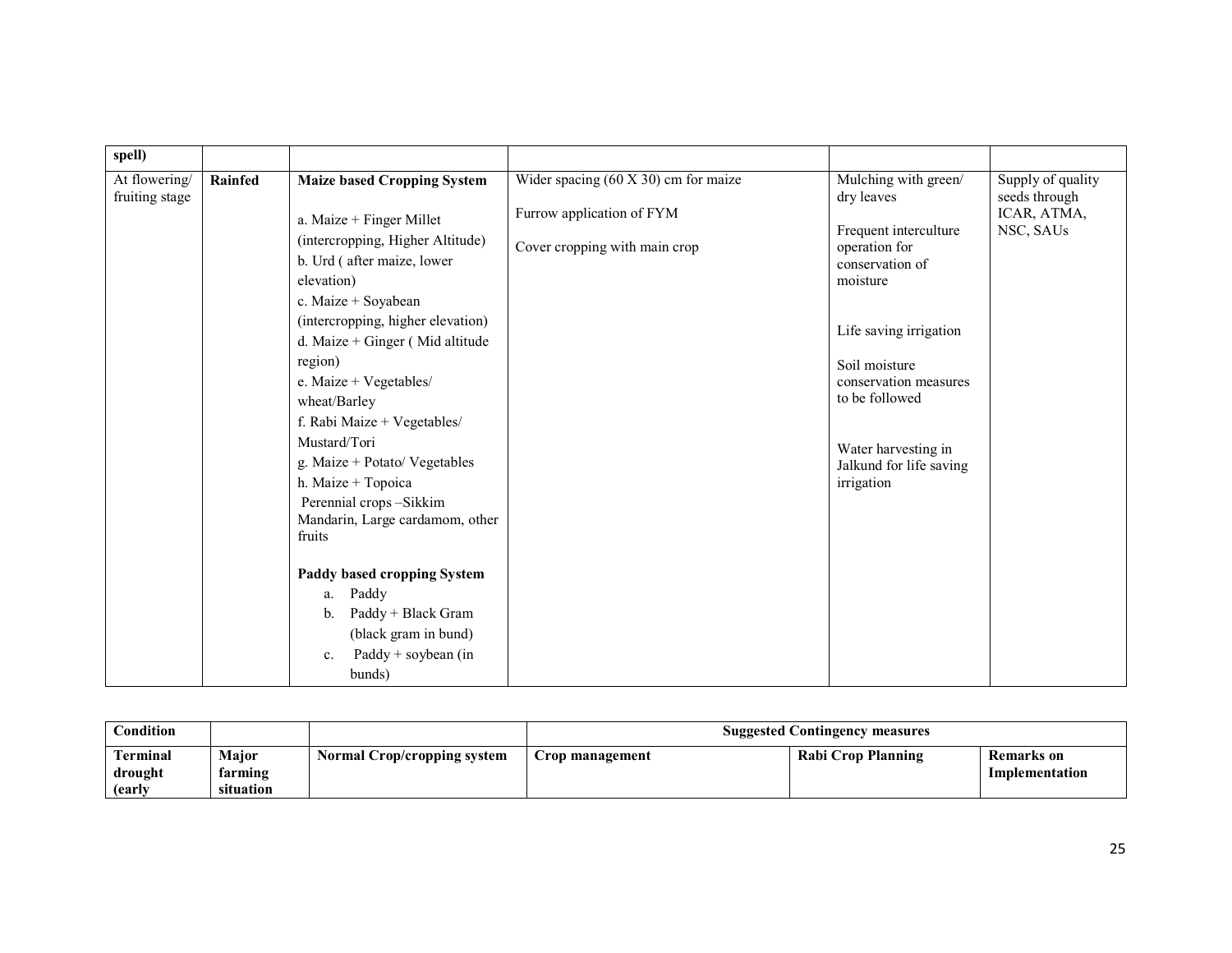| spell) | | | | | |
|---|---|---|---|---|---|
| At flowering/ fruiting stage | **Rainfed** | **Maize based Cropping System**<br><br>a. Maize + Finger Millet (intercropping, Higher Altitude)<br>b. Urd ( after maize, lower elevation)<br>c. Maize + Soyabean (intercropping, higher elevation)<br>d. Maize + Ginger ( Mid altitude region)<br>e. Maize + Vegetables/ wheat/Barley<br>f. Rabi Maize + Vegetables/ Mustard/Tori<br>g. Maize + Potato/ Vegetables<br>h. Maize + Topoica<br>Perennial crops –Sikkim Mandarin, Large cardamom, other fruits<br><br>**Paddy based cropping System**<br>a. Paddy<br>b. Paddy + Black Gram (black gram in bund)<br>c. Paddy + soybean (in bunds) | Wider spacing (60 X 30) cm for maize<br><br>Furrow application of FYM<br><br>Cover cropping with main crop | Mulching with green/ dry leaves<br><br>Frequent interculture operation for conservation of moisture<br><br>Life saving irrigation<br><br>Soil moisture conservation measures to be followed<br><br>Water harvesting in Jalkund for life saving irrigation | Supply of quality seeds through ICAR, ATMA, NSC, SAUs |

| **Condition** | | | **Suggested Contingency measures** | | |
|---|---|---|---|---|---|
| **Terminal drought (early** | **Major farming situation** | **Normal Crop/cropping system** | **Crop management** | **Rabi Crop Planning** | **Remarks on Implementation** |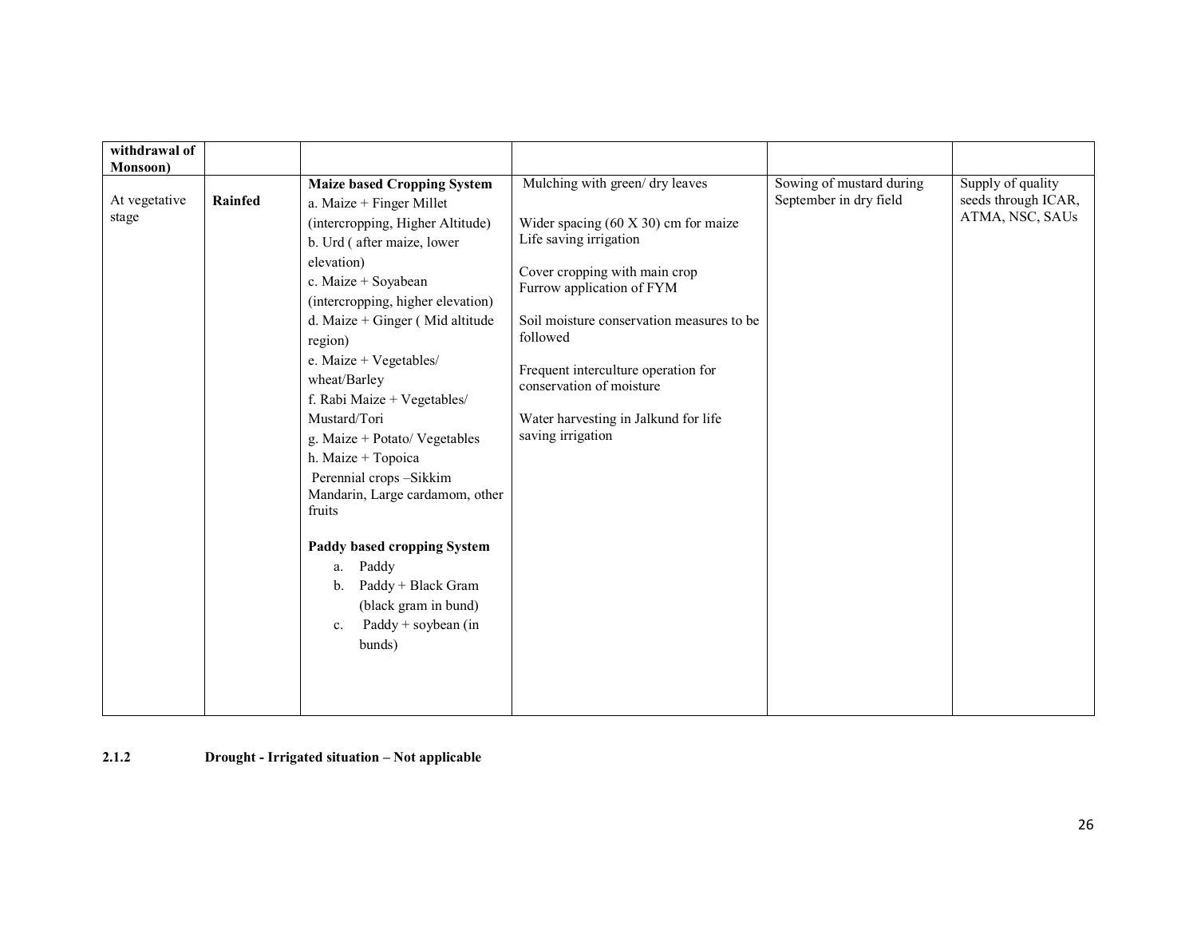| withdrawal of Monsoon) | | | | | |
|---|---|---|---|---|---|
| At vegetative stage | **Rainfed** | **Maize based Cropping System**<br>a. Maize + Finger Millet (intercropping, Higher Altitude)<br>b. Urd ( after maize, lower elevation)<br>c. Maize + Soyabean (intercropping, higher elevation)<br>d. Maize + Ginger ( Mid altitude region)<br>e. Maize + Vegetables/ wheat/Barley<br>f. Rabi Maize + Vegetables/ Mustard/Tori<br>g. Maize + Potato/ Vegetables<br>h. Maize + Topoica<br>Perennial crops –Sikkim Mandarin, Large cardamom, other fruits<br><br>**Paddy based cropping System**<br>a. Paddy<br>b. Paddy + Black Gram (black gram in bund)<br>c. Paddy + soybean (in bunds) | Mulching with green/ dry leaves<br><br>Wider spacing (60 X 30) cm for maize<br>Life saving irrigation<br><br>Cover cropping with main crop<br>Furrow application of FYM<br><br>Soil moisture conservation measures to be followed<br><br>Frequent interculture operation for conservation of moisture<br><br>Water harvesting in Jalkund for life saving irrigation | Sowing of mustard during September in dry field | Supply of quality seeds through ICAR, ATMA, NSC, SAUs |

**2.1.2 Drought - Irrigated situation – Not applicable**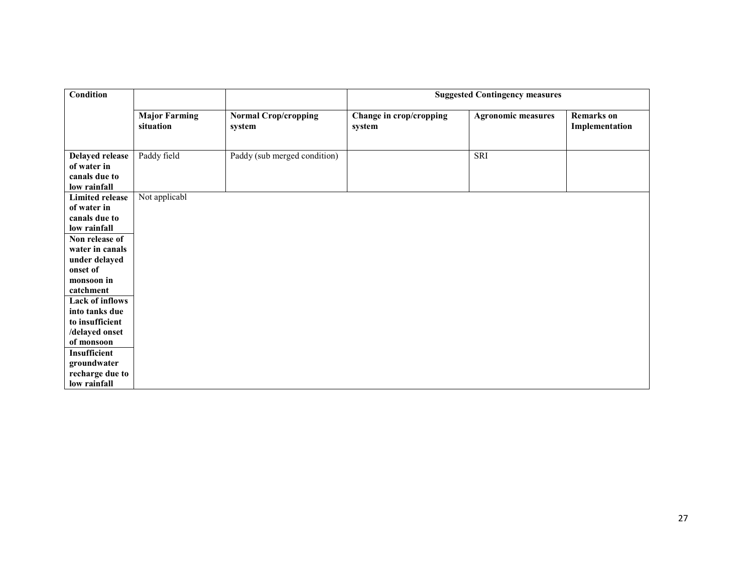| Condition | | | Suggested Contingency measures | | |
|---|---|---|---|---|---|
| | **Major Farming situation** | **Normal Crop/cropping system** | **Change in crop/cropping system** | **Agronomic measures** | **Remarks on Implementation** |
| **Delayed release of water in canals due to low rainfall** | Paddy field | Paddy (sub merged condition) | | SRI | |
| **Limited release of water in canals due to low rainfall** | Not applicabl | | | | |
| **Non release of water in canals under delayed onset of monsoon in catchment** | | | | | |
| **Lack of inflows into tanks due to insufficient /delayed onset of monsoon** | | | | | |
| **Insufficient groundwater recharge due to low rainfall** | | | | | |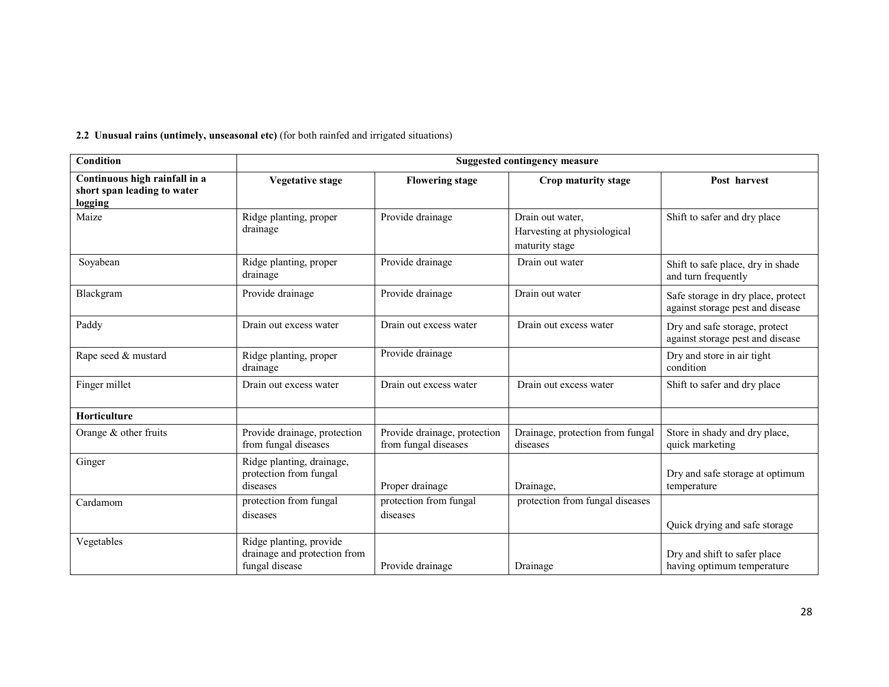**2.2 Unusual rains (untimely, unseasonal etc)** (for both rainfed and irrigated situations)

| Condition | Suggested contingency measure | | | |
|---|---|---|---|---|
| **Continuous high rainfall in a short span leading to water logging** | **Vegetative stage** | **Flowering stage** | **Crop maturity stage** | **Post harvest** |
| Maize | Ridge planting, proper drainage | Provide drainage | Drain out water, Harvesting at physiological maturity stage | Shift to safer and dry place |
| Soyabean | Ridge planting, proper drainage | Provide drainage | Drain out water | Shift to safe place, dry in shade and turn frequently |
| Blackgram | Provide drainage | Provide drainage | Drain out water | Safe storage in dry place, protect against storage pest and disease |
| Paddy | Drain out excess water | Drain out excess water | Drain out excess water | Dry and safe storage, protect against storage pest and disease |
| Rape seed & mustard | Ridge planting, proper drainage | Provide drainage | | Dry and store in air tight condition |
| Finger millet | Drain out excess water | Drain out excess water | Drain out excess water | Shift to safer and dry place |
| **Horticulture** | | | | |
| Orange & other fruits | Provide drainage, protection from fungal diseases | Provide drainage, protection from fungal diseases | Drainage, protection from fungal diseases | Store in shady and dry place, quick marketing |
| Ginger | Ridge planting, drainage, protection from fungal diseases | Proper drainage | Drainage, | Dry and safe storage at optimum temperature |
| Cardamom | protection from fungal diseases | protection from fungal diseases | protection from fungal diseases | Quick drying and safe storage |
| Vegetables | Ridge planting, provide drainage and protection from fungal disease | Provide drainage | Drainage | Dry and shift to safer place having optimum temperature |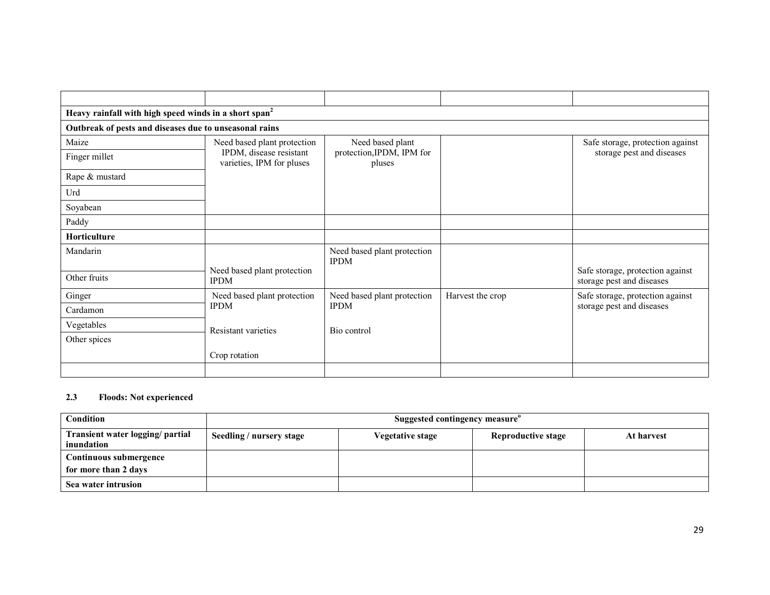| | | | | |
|---|---|---|---|---|
| **Heavy rainfall with high speed winds in a short span**[2] | | | | |
| **Outbreak of pests and diseases due to unseasonal rains** | | | | |
| Maize | Need based plant protection IPDM, disease resistant varieties, IPM for pluses | Need based plant protection,IPDM, IPM for pluses | | Safe storage, protection against storage pest and diseases |
| Finger millet | | | | |
| Rape & mustard | | | | |
| Urd | | | | |
| Soyabean | | | | |
| Paddy | | | | |
| **Horticulture** | | | | |
| Mandarin | Need based plant protection IPDM | Need based plant protection IPDM | | Safe storage, protection against storage pest and diseases |
| Other fruits | | | | |
| Ginger | Need based plant protection IPDM | Need based plant protection IPDM | Harvest the crop | Safe storage, protection against storage pest and diseases |
| Cardamon | | | | |
| Vegetables | Resistant varieties | Bio control | | |
| Other spices | Crop rotation | | | |
| | | | | |

**2.3 Floods: Not experienced**

| Condition | Suggested contingency measure[o] | | | |
|---|---|---|---|---|
| **Transient water logging/ partial inundation** | **Seedling / nursery stage** | **Vegetative stage** | **Reproductive stage** | **At harvest** |
| **Continuous submergence for more than 2 days** | | | | |
| **Sea water intrusion** | | | | |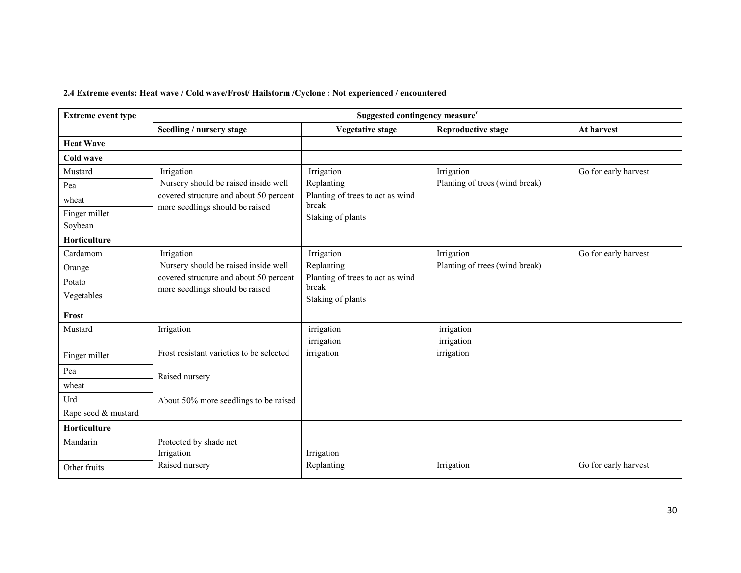**2.4 Extreme events: Heat wave / Cold wave/Frost/ Hailstorm /Cyclone : Not experienced / encountered**

| Extreme event type | Suggested contingency measure[r] | | | |
|---|---|---|---|---|
| | Seedling / nursery stage | Vegetative stage | Reproductive stage | At harvest |
| **Heat Wave** | | | | |
| **Cold wave** | | | | |
| Mustard<br>Pea<br>wheat<br>Finger millet<br>Soybean | Irrigation<br>Nursery should be raised inside well covered structure and about 50 percent more seedlings should be raised | Irrigation<br>Replanting<br>Planting of trees to act as wind break<br>Staking of plants | Irrigation<br>Planting of trees (wind break) | Go for early harvest |
| **Horticulture** | | | | |
| Cardamom<br>Orange<br>Potato<br>Vegetables | Irrigation<br>Nursery should be raised inside well covered structure and about 50 percent more seedlings should be raised | Irrigation<br>Replanting<br>Planting of trees to act as wind break<br>Staking of plants | Irrigation<br>Planting of trees (wind break) | Go for early harvest |
| **Frost** | | | | |
| Mustard | Irrigation | irrigation<br>irrigation | irrigation<br>irrigation | |
| Finger millet<br>Pea<br>wheat<br>Urd<br>Rape seed & mustard | Frost resistant varieties to be selected<br>Raised nursery<br>About 50% more seedlings to be raised | irrigation | irrigation | |
| **Horticulture** | | | | |
| Mandarin<br>Other fruits | Protected by shade net<br>Irrigation<br>Raised nursery | Irrigation<br>Replanting | Irrigation | Go for early harvest |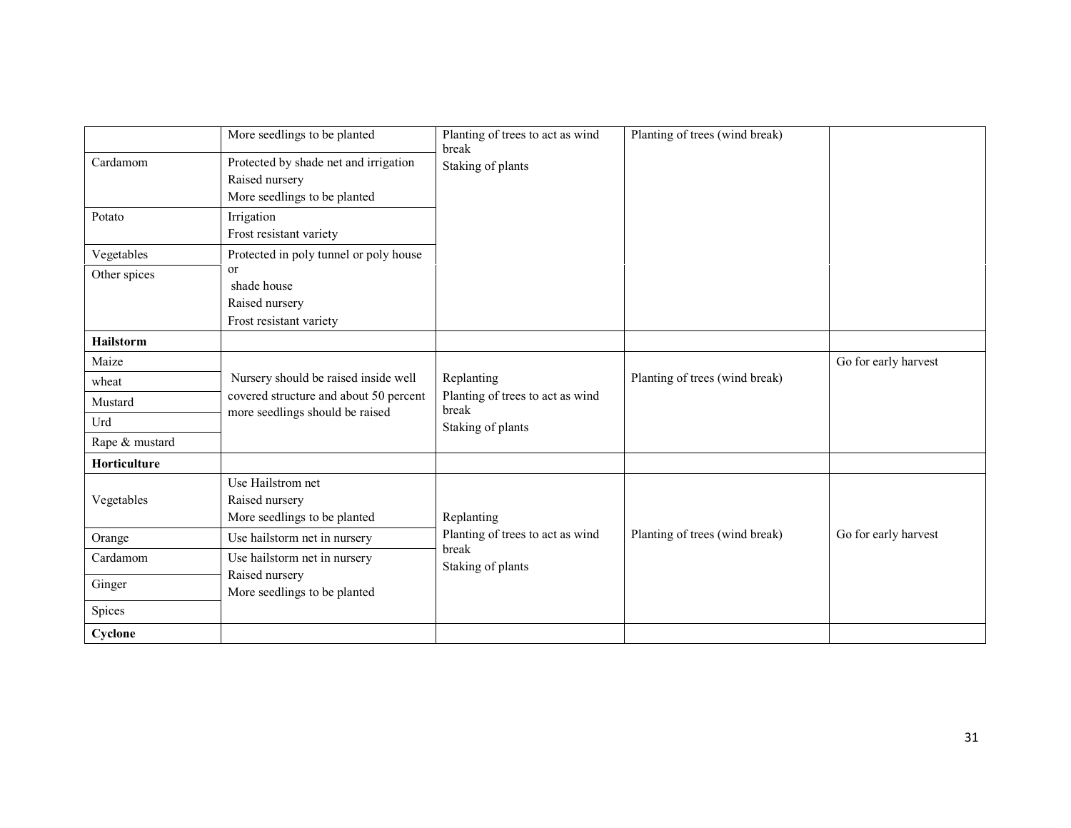| | | | | |
|---|---|---|---|---|
| | More seedlings to be planted | Planting of trees to act as wind break<br>Staking of plants | Planting of trees (wind break) | |
| Cardamom | Protected by shade net and irrigation<br>Raised nursery<br>More seedlings to be planted | | | |
| Potato | Irrigation<br>Frost resistant variety | | | |
| Vegetables | Protected in poly tunnel or poly house or shade house<br>Raised nursery<br>Frost resistant variety | | | |
| Other spices | | | | |
| **Hailstorm** | | | | |
| Maize | Nursery should be raised inside well covered structure and about 50 percent more seedlings should be raised | Replanting<br>Planting of trees to act as wind break<br>Staking of plants | Planting of trees (wind break) | Go for early harvest |
| wheat | | | | |
| Mustard | | | | |
| Urd | | | | |
| Rape & mustard | | | | |
| **Horticulture** | | | | |
| Vegetables | Use Hailstrom net<br>Raised nursery<br>More seedlings to be planted | Replanting<br>Planting of trees to act as wind break<br>Staking of plants | Planting of trees (wind break) | Go for early harvest |
| Orange | Use hailstorm net in nursery | | | |
| Cardamom | Use hailstorm net in nursery<br>Raised nursery<br>More seedlings to be planted | | | |
| Ginger | | | | |
| Spices | | | | |
| **Cyclone** | | | | |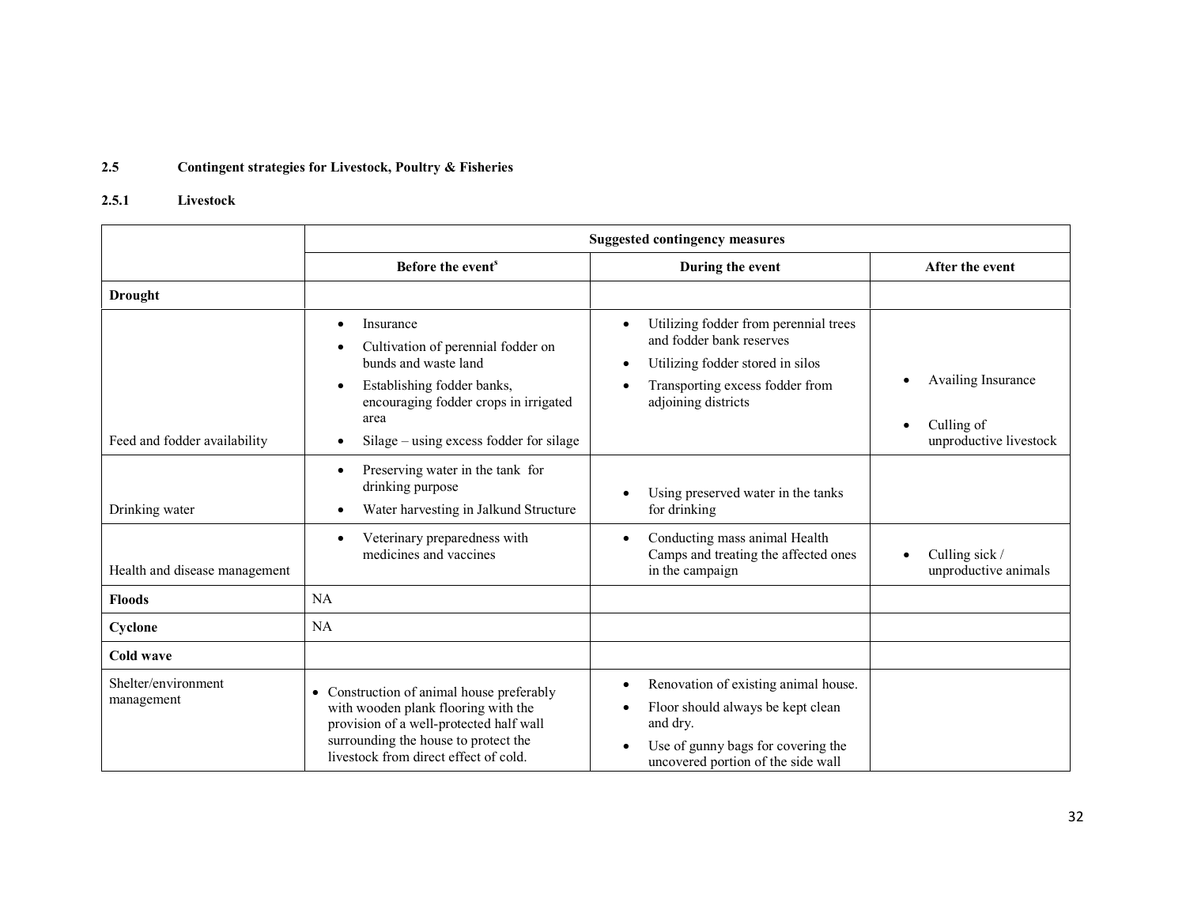## 2.5 Contingent strategies for Livestock, Poultry & Fisheries

### 2.5.1 Livestock

| | Suggested contingency measures | | |
|---|---|---|---|
| | **Before the event$^{s}$** | **During the event** | **After the event** |
| **Drought** | | | |
| Feed and fodder availability | • Insurance<br>• Cultivation of perennial fodder on bunds and waste land<br>• Establishing fodder banks, encouraging fodder crops in irrigated area<br>• Silage – using excess fodder for silage | • Utilizing fodder from perennial trees and fodder bank reserves<br>• Utilizing fodder stored in silos<br>• Transporting excess fodder from adjoining districts | • Availing Insurance<br>• Culling of unproductive livestock |
| Drinking water | • Preserving water in the tank for drinking purpose<br>• Water harvesting in Jalkund Structure | • Using preserved water in the tanks for drinking | |
| Health and disease management | • Veterinary preparedness with medicines and vaccines | • Conducting mass animal Health Camps and treating the affected ones in the campaign | • Culling sick / unproductive animals |
| **Floods** | NA | | |
| **Cyclone** | NA | | |
| **Cold wave** | | | |
| Shelter/environment management | • Construction of animal house preferably with wooden plank flooring with the provision of a well-protected half wall surrounding the house to protect the livestock from direct effect of cold. | • Renovation of existing animal house.<br>• Floor should always be kept clean and dry.<br>• Use of gunny bags for covering the uncovered portion of the side wall | |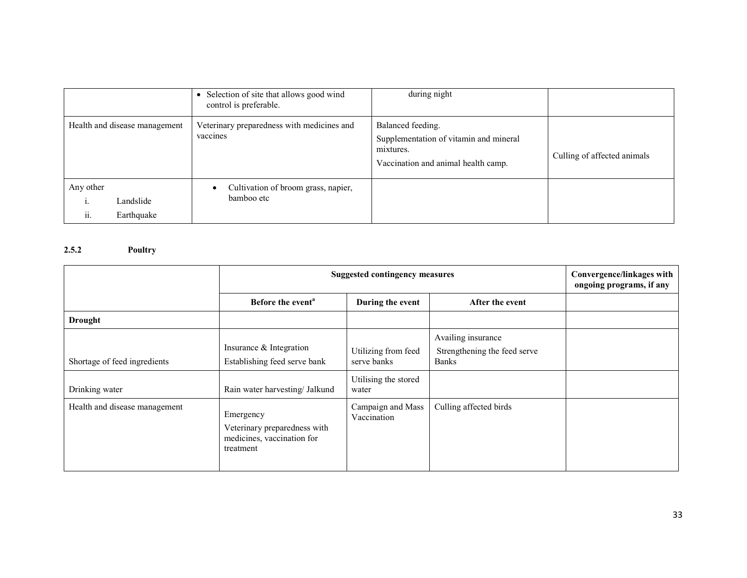|  |  |  |  |
|---|---|---|---|
|  | • Selection of site that allows good wind control is preferable. | during night |  |
| Health and disease management | Veterinary preparedness with medicines and vaccines | Balanced feeding.<br>Supplementation of vitamin and mineral mixtures.<br>Vaccination and animal health camp. | Culling of affected animals |
| Any other<br>i. Landslide<br>ii. Earthquake | • Cultivation of broom grass, napier, bamboo etc |  |  |

**2.5.2 Poultry**

|  | Suggested contingency measures |  |  | Convergence/linkages with ongoing programs, if any |
|---|---|---|---|---|
|  | Before the event[a] | During the event | After the event |  |
| **Drought** |  |  |  |  |
| Shortage of feed ingredients | Insurance & Integration<br>Establishing feed serve bank | Utilizing from feed serve banks | Availing insurance<br>Strengthening the feed serve Banks |  |
| Drinking water | Rain water harvesting/ Jalkund | Utilising the stored water |  |  |
| Health and disease management | Emergency<br>Veterinary preparedness with medicines, vaccination for treatment | Campaign and Mass Vaccination | Culling affected birds |  |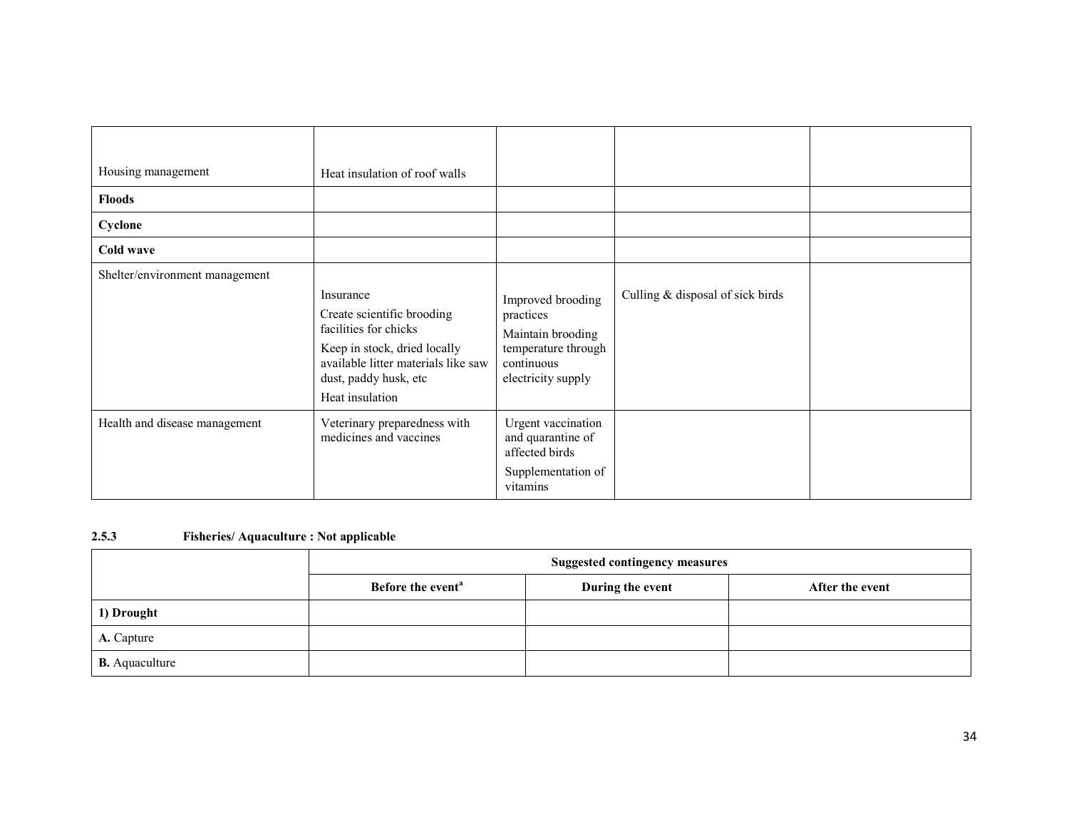| | | | | |
|---|---|---|---|---|
| Housing management | Heat insulation of roof walls | | | |
| **Floods** | | | | |
| **Cyclone** | | | | |
| **Cold wave** | | | | |
| Shelter/environment management | Insurance<br>Create scientific brooding facilities for chicks<br>Keep in stock, dried locally available litter materials like saw dust, paddy husk, etc<br>Heat insulation | Improved brooding practices<br>Maintain brooding temperature through continuous electricity supply | Culling & disposal of sick birds | |
| Health and disease management | Veterinary preparedness with medicines and vaccines | Urgent vaccination and quarantine of affected birds<br>Supplementation of vitamins | | |

### 2.5.3 Fisheries/ Aquaculture : Not applicable

| | Suggested contingency measures | | |
|---|---|---|---|
| | Before the event[a] | During the event | After the event |
| **1) Drought** | | | |
| **A.** Capture | | | |
| **B.** Aquaculture | | | |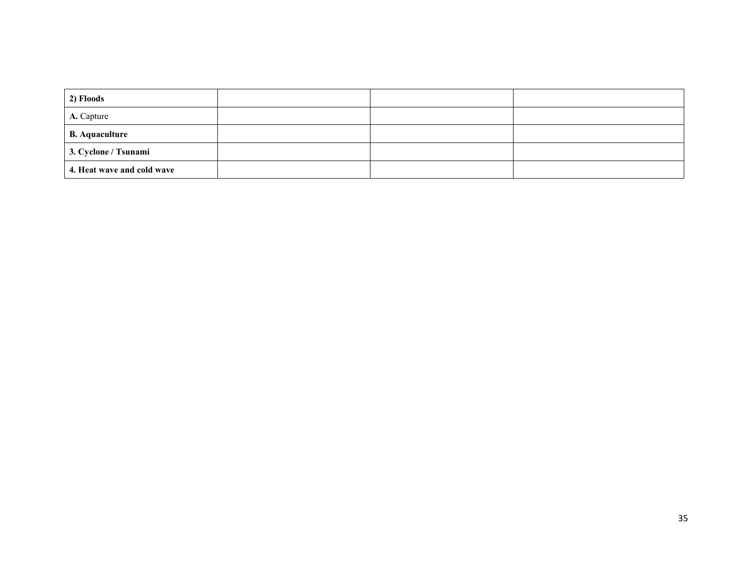| | | | |
|---|---|---|---|
| **2) Floods** | | | |
| **A.** Capture | | | |
| **B. Aquaculture** | | | |
| **3. Cyclone / Tsunami** | | | |
| **4. Heat wave and cold wave** | | | |